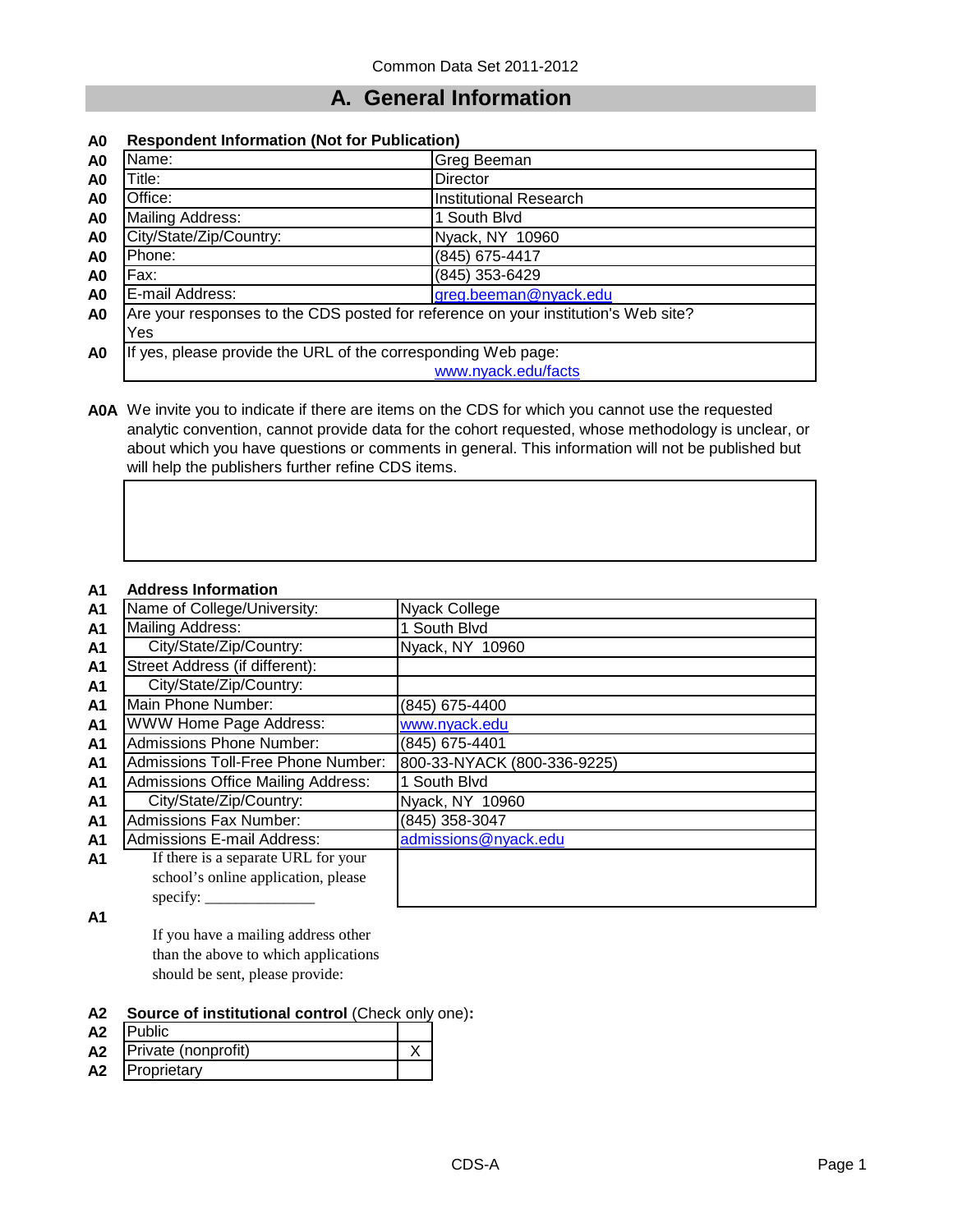Common Data Set 2011-2012

# A. General Information

**A0 Respondent Information (Not for Publication)**

| | | |
|---|---|---|
| A0 | Name: | Greg Beeman |
| A0 | Title: | Director |
| A0 | Office: | Institutional Research |
| A0 | Mailing Address: | 1 South Blvd |
| A0 | City/State/Zip/Country: | Nyack, NY 10960 |
| A0 | Phone: | (845) 675-4417 |
| A0 | Fax: | (845) 353-6429 |
| A0 | E-mail Address: | greg.beeman@nyack.edu |
| A0 | Are your responses to the CDS posted for reference on your institution's Web site? | Yes |
| A0 | If yes, please provide the URL of the corresponding Web page: | www.nyack.edu/facts |

**A0A** We invite you to indicate if there are items on the CDS for which you cannot use the requested analytic convention, cannot provide data for the cohort requested, whose methodology is unclear, or about which you have questions or comments in general. This information will not be published but will help the publishers further refine CDS items.

**A1 Address Information**

| | | |
|---|---|---|
| A1 | Name of College/University: | Nyack College |
| A1 | Mailing Address: | 1 South Blvd |
| A1 | City/State/Zip/Country: | Nyack, NY 10960 |
| A1 | Street Address (if different): | |
| A1 | City/State/Zip/Country: | |
| A1 | Main Phone Number: | (845) 675-4400 |
| A1 | WWW Home Page Address: | www.nyack.edu |
| A1 | Admissions Phone Number: | (845) 675-4401 |
| A1 | Admissions Toll-Free Phone Number: | 800-33-NYACK (800-336-9225) |
| A1 | Admissions Office Mailing Address: | 1 South Blvd |
| A1 | City/State/Zip/Country: | Nyack, NY 10960 |
| A1 | Admissions Fax Number: | (845) 358-3047 |
| A1 | Admissions E-mail Address: | admissions@nyack.edu |
| A1 | If there is a separate URL for your school's online application, please specify: ______________ | |

**A1** If you have a mailing address other than the above to which applications should be sent, please provide:

**A2 Source of institutional control** (Check only one)**:**

| | | |
|---|---|---|
| A2 | Public | |
| A2 | Private (nonprofit) | X |
| A2 | Proprietary | |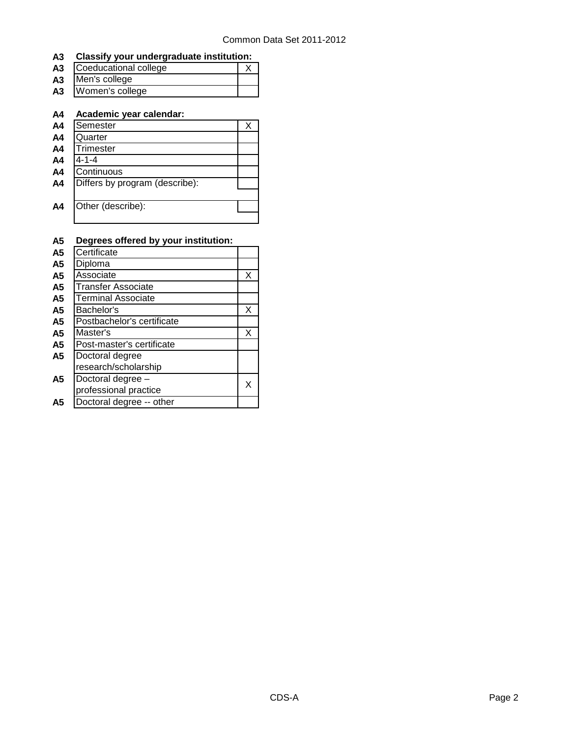## A3 Classify your undergraduate institution:

| A3 | | |
|---|---|---|
| A3 | Coeducational college | X |
| A3 | Men's college | |
| A3 | Women's college | |

## A4 Academic year calendar:

| A4 | | |
|---|---|---|
| A4 | Semester | X |
| A4 | Quarter | |
| A4 | Trimester | |
| A4 | 4-1-4 | |
| A4 | Continuous | |
| A4 | Differs by program (describe): | |
| A4 | Other (describe): | |

## A5 Degrees offered by your institution:

| A5 | | |
|---|---|---|
| A5 | Certificate | |
| A5 | Diploma | |
| A5 | Associate | X |
| A5 | Transfer Associate | |
| A5 | Terminal Associate | |
| A5 | Bachelor's | X |
| A5 | Postbachelor's certificate | |
| A5 | Master's | X |
| A5 | Post-master's certificate | |
| A5 | Doctoral degree research/scholarship | |
| A5 | Doctoral degree – professional practice | X |
| A5 | Doctoral degree -- other | |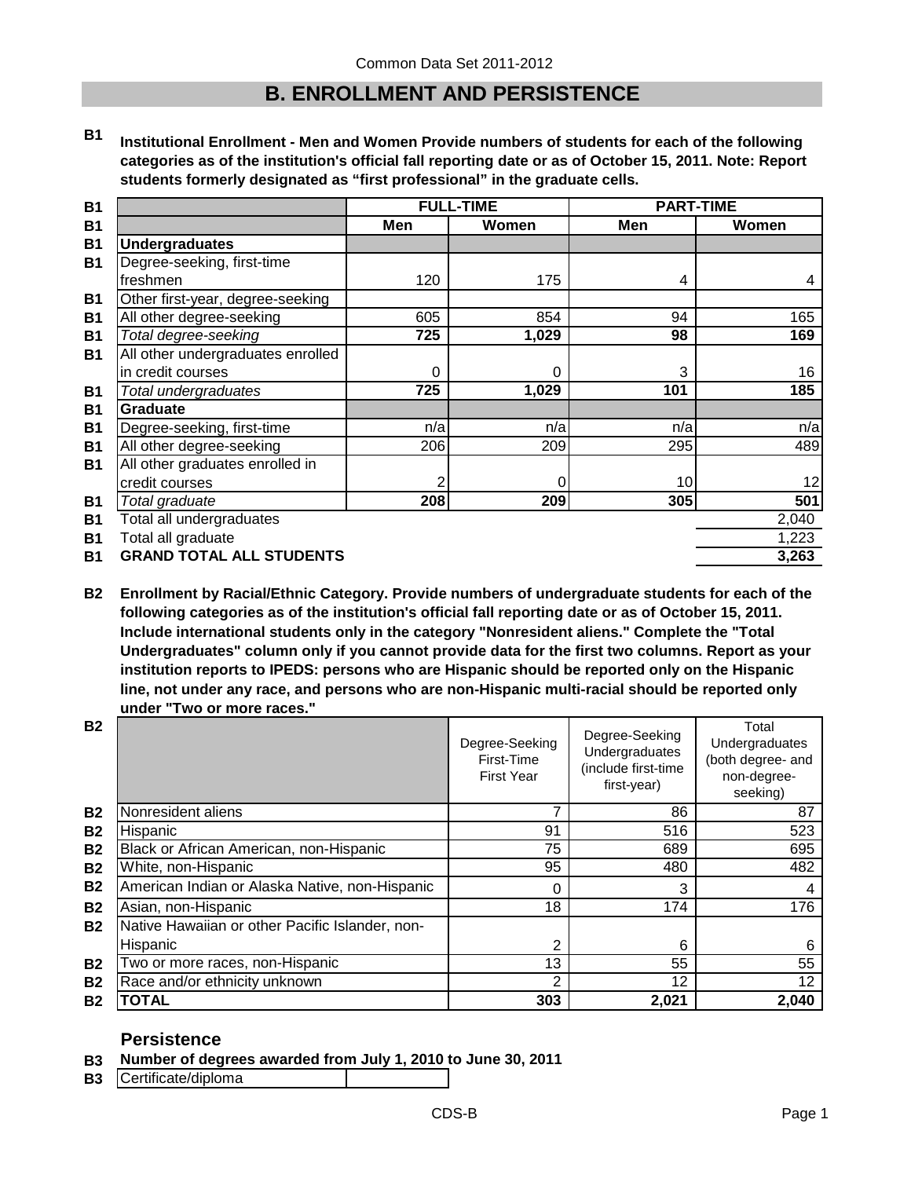## B. ENROLLMENT AND PERSISTENCE

**B1 Institutional Enrollment - Men and Women Provide numbers of students for each of the following categories as of the institution's official fall reporting date or as of October 15, 2011. Note: Report students formerly designated as "first professional" in the graduate cells.**

| | FULL-TIME | | PART-TIME | |
|---|---|---|---|---|
| | Men | Women | Men | Women |
| **Undergraduates** | | | | |
| Degree-seeking, first-time freshmen | 120 | 175 | 4 | 4 |
| Other first-year, degree-seeking | | | | |
| All other degree-seeking | 605 | 854 | 94 | 165 |
| *Total degree-seeking* | **725** | **1,029** | **98** | **169** |
| All other undergraduates enrolled in credit courses | 0 | 0 | 3 | 16 |
| *Total undergraduates* | **725** | **1,029** | **101** | **185** |
| **Graduate** | | | | |
| Degree-seeking, first-time | n/a | n/a | n/a | n/a |
| All other degree-seeking | 206 | 209 | 295 | 489 |
| All other graduates enrolled in credit courses | 2 | 0 | 10 | 12 |
| *Total graduate* | **208** | **209** | **305** | **501** |
| Total all undergraduates | | | | 2,040 |
| Total all graduate | | | | 1,223 |
| **GRAND TOTAL ALL STUDENTS** | | | | **3,263** |

**B2 Enrollment by Racial/Ethnic Category. Provide numbers of undergraduate students for each of the following categories as of the institution's official fall reporting date or as of October 15, 2011. Include international students only in the category "Nonresident aliens." Complete the "Total Undergraduates" column only if you cannot provide data for the first two columns. Report as your institution reports to IPEDS: persons who are Hispanic should be reported only on the Hispanic line, not under any race, and persons who are non-Hispanic multi-racial should be reported only under "Two or more races."**

| | Degree-Seeking First-Time First Year | Degree-Seeking Undergraduates (include first-time first-year) | Total Undergraduates (both degree- and non-degree-seeking) |
|---|---|---|---|
| Nonresident aliens | 7 | 86 | 87 |
| Hispanic | 91 | 516 | 523 |
| Black or African American, non-Hispanic | 75 | 689 | 695 |
| White, non-Hispanic | 95 | 480 | 482 |
| American Indian or Alaska Native, non-Hispanic | 0 | 3 | 4 |
| Asian, non-Hispanic | 18 | 174 | 176 |
| Native Hawaiian or other Pacific Islander, non-Hispanic | 2 | 6 | 6 |
| Two or more races, non-Hispanic | 13 | 55 | 55 |
| Race and/or ethnicity unknown | 2 | 12 | 12 |
| **TOTAL** | **303** | **2,021** | **2,040** |

### Persistence

**B3 Number of degrees awarded from July 1, 2010 to June 30, 2011**

| Certificate/diploma | |
|---|---|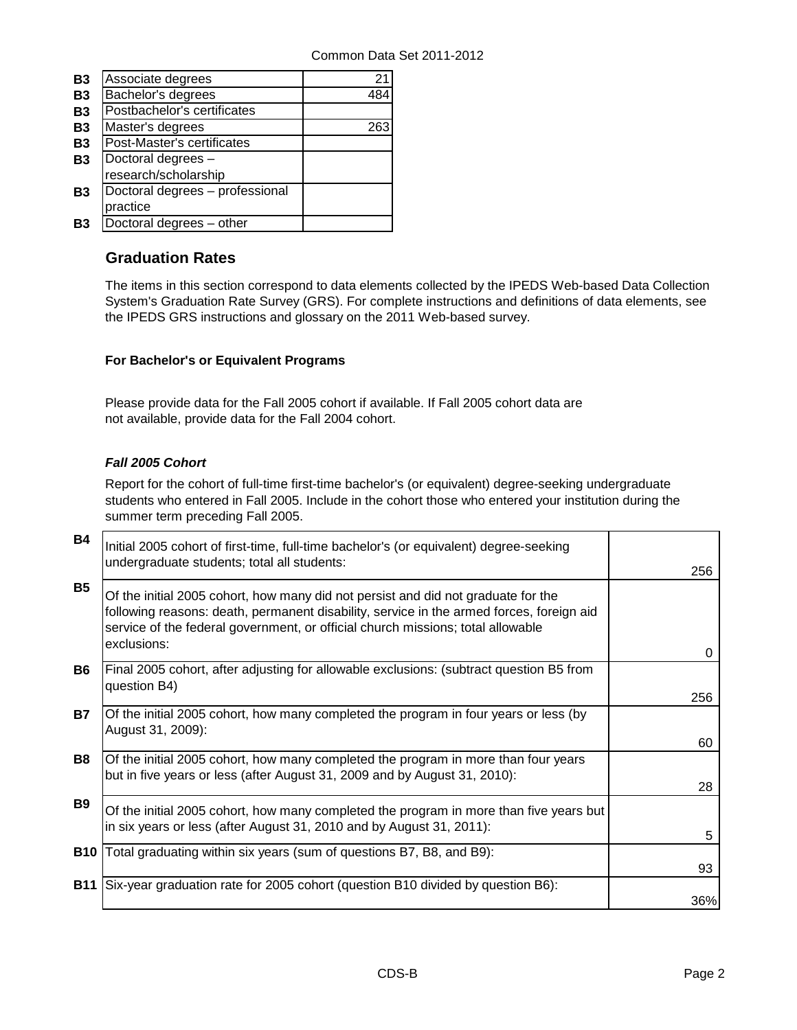| | | |
|---|---|---|
| B3 | Associate degrees | 21 |
| B3 | Bachelor's degrees | 484 |
| B3 | Postbachelor's certificates | |
| B3 | Master's degrees | 263 |
| B3 | Post-Master's certificates | |
| B3 | Doctoral degrees – research/scholarship | |
| B3 | Doctoral degrees – professional practice | |
| B3 | Doctoral degrees – other | |

## Graduation Rates

The items in this section correspond to data elements collected by the IPEDS Web-based Data Collection System's Graduation Rate Survey (GRS). For complete instructions and definitions of data elements, see the IPEDS GRS instructions and glossary on the 2011 Web-based survey.

**For Bachelor's or Equivalent Programs**

Please provide data for the Fall 2005 cohort if available. If Fall 2005 cohort data are not available, provide data for the Fall 2004 cohort.

***Fall 2005 Cohort***

Report for the cohort of full-time first-time bachelor's (or equivalent) degree-seeking undergraduate students who entered in Fall 2005. Include in the cohort those who entered your institution during the summer term preceding Fall 2005.

| | | |
|---|---|---|
| B4 | Initial 2005 cohort of first-time, full-time bachelor's (or equivalent) degree-seeking undergraduate students; total all students: | 256 |
| B5 | Of the initial 2005 cohort, how many did not persist and did not graduate for the following reasons: death, permanent disability, service in the armed forces, foreign aid service of the federal government, or official church missions; total allowable exclusions: | 0 |
| B6 | Final 2005 cohort, after adjusting for allowable exclusions: (subtract question B5 from question B4) | 256 |
| B7 | Of the initial 2005 cohort, how many completed the program in four years or less (by August 31, 2009): | 60 |
| B8 | Of the initial 2005 cohort, how many completed the program in more than four years but in five years or less (after August 31, 2009 and by August 31, 2010): | 28 |
| B9 | Of the initial 2005 cohort, how many completed the program in more than five years but in six years or less (after August 31, 2010 and by August 31, 2011): | 5 |
| B10 | Total graduating within six years (sum of questions B7, B8, and B9): | 93 |
| B11 | Six-year graduation rate for 2005 cohort (question B10 divided by question B6): | 36% |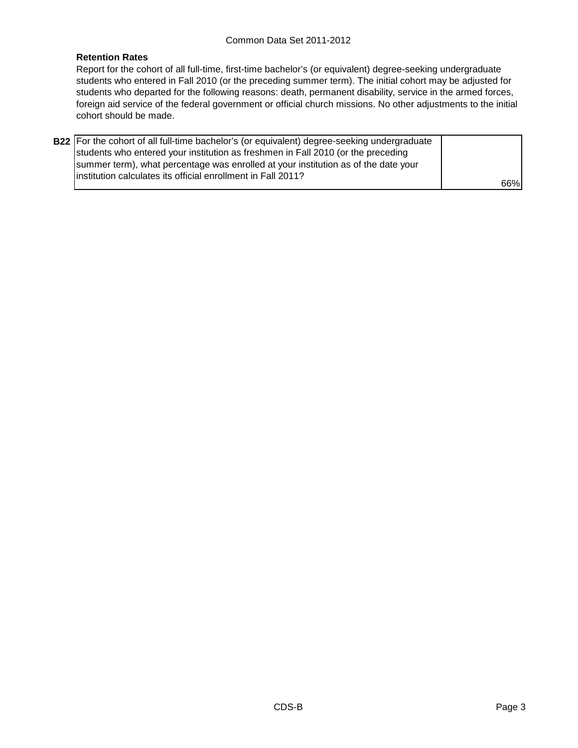**Retention Rates**

Report for the cohort of all full-time, first-time bachelor's (or equivalent) degree-seeking undergraduate students who entered in Fall 2010 (or the preceding summer term). The initial cohort may be adjusted for students who departed for the following reasons: death, permanent disability, service in the armed forces, foreign aid service of the federal government or official church missions. No other adjustments to the initial cohort should be made.

| | | |
|---|---|---|
| **B22** | For the cohort of all full-time bachelor's (or equivalent) degree-seeking undergraduate students who entered your institution as freshmen in Fall 2010 (or the preceding summer term), what percentage was enrolled at your institution as of the date your institution calculates its official enrollment in Fall 2011? | 66% |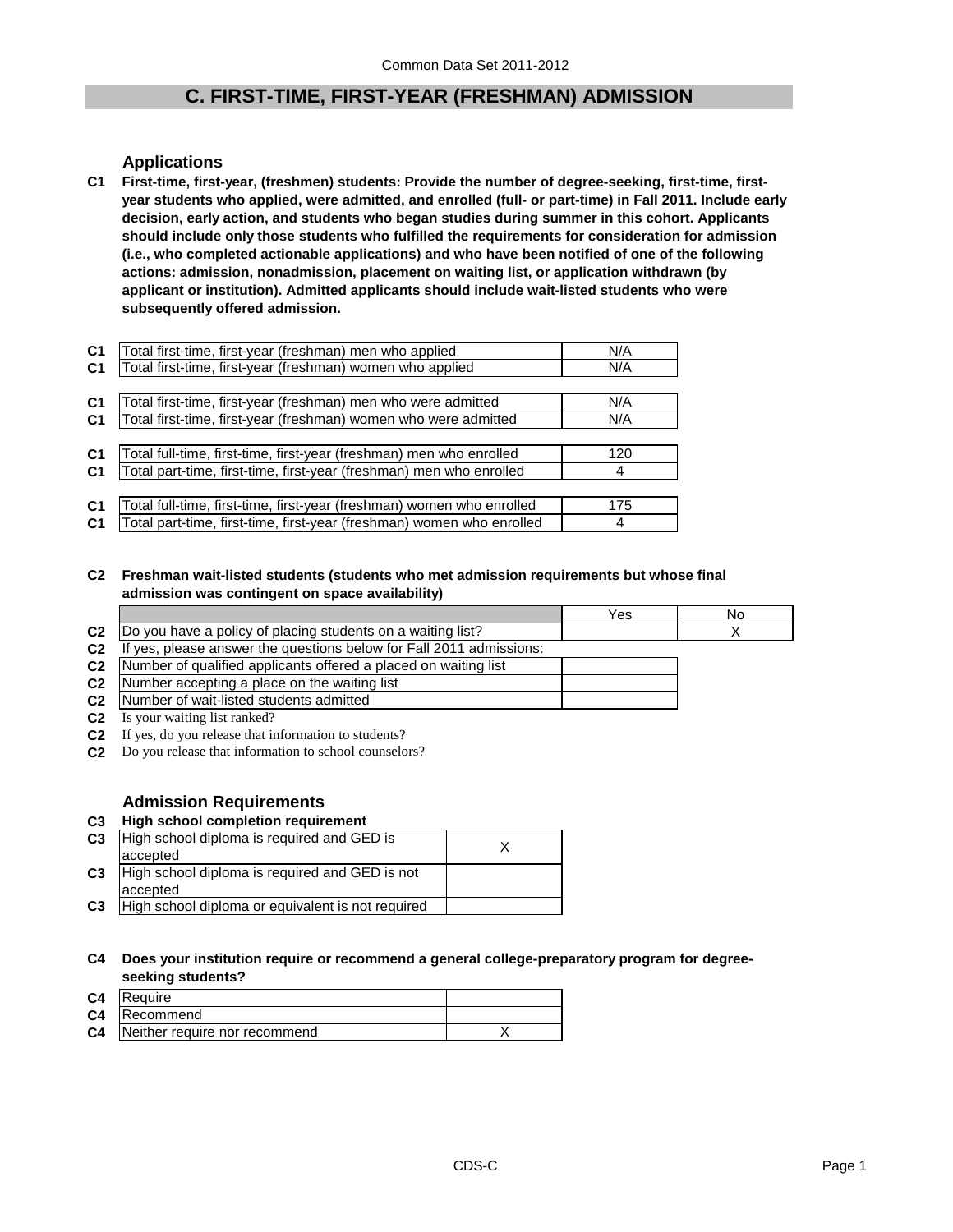## C. FIRST-TIME, FIRST-YEAR (FRESHMAN) ADMISSION

### Applications

**C1 First-time, first-year, (freshmen) students: Provide the number of degree-seeking, first-time, first-year students who applied, were admitted, and enrolled (full- or part-time) in Fall 2011. Include early decision, early action, and students who began studies during summer in this cohort. Applicants should include only those students who fulfilled the requirements for consideration for admission (i.e., who completed actionable applications) and who have been notified of one of the following actions: admission, nonadmission, placement on waiting list, or application withdrawn (by applicant or institution). Admitted applicants should include wait-listed students who were subsequently offered admission.**

| | | |
|---|---|---|
| C1 | Total first-time, first-year (freshman) men who applied | N/A |
| C1 | Total first-time, first-year (freshman) women who applied | N/A |
| C1 | Total first-time, first-year (freshman) men who were admitted | N/A |
| C1 | Total first-time, first-year (freshman) women who were admitted | N/A |
| C1 | Total full-time, first-time, first-year (freshman) men who enrolled | 120 |
| C1 | Total part-time, first-time, first-year (freshman) men who enrolled | 4 |
| C1 | Total full-time, first-time, first-year (freshman) women who enrolled | 175 |
| C1 | Total part-time, first-time, first-year (freshman) women who enrolled | 4 |

**C2 Freshman wait-listed students (students who met admission requirements but whose final admission was contingent on space availability)**

| | | Yes | No |
|---|---|---|---|
| C2 | Do you have a policy of placing students on a waiting list? | | X |

C2 If yes, please answer the questions below for Fall 2011 admissions:

| | | |
|---|---|---|
| C2 | Number of qualified applicants offered a placed on waiting list | |
| C2 | Number accepting a place on the waiting list | |
| C2 | Number of wait-listed students admitted | |

C2 Is your waiting list ranked?

C2 If yes, do you release that information to students?

C2 Do you release that information to school counselors?

### Admission Requirements

**C3 High school completion requirement**

| | | |
|---|---|---|
| C3 | High school diploma is required and GED is accepted | X |
| C3 | High school diploma is required and GED is not accepted | |
| C3 | High school diploma or equivalent is not required | |

**C4 Does your institution require or recommend a general college-preparatory program for degree-seeking students?**

| | | |
|---|---|---|
| C4 | Require | |
| C4 | Recommend | |
| C4 | Neither require nor recommend | X |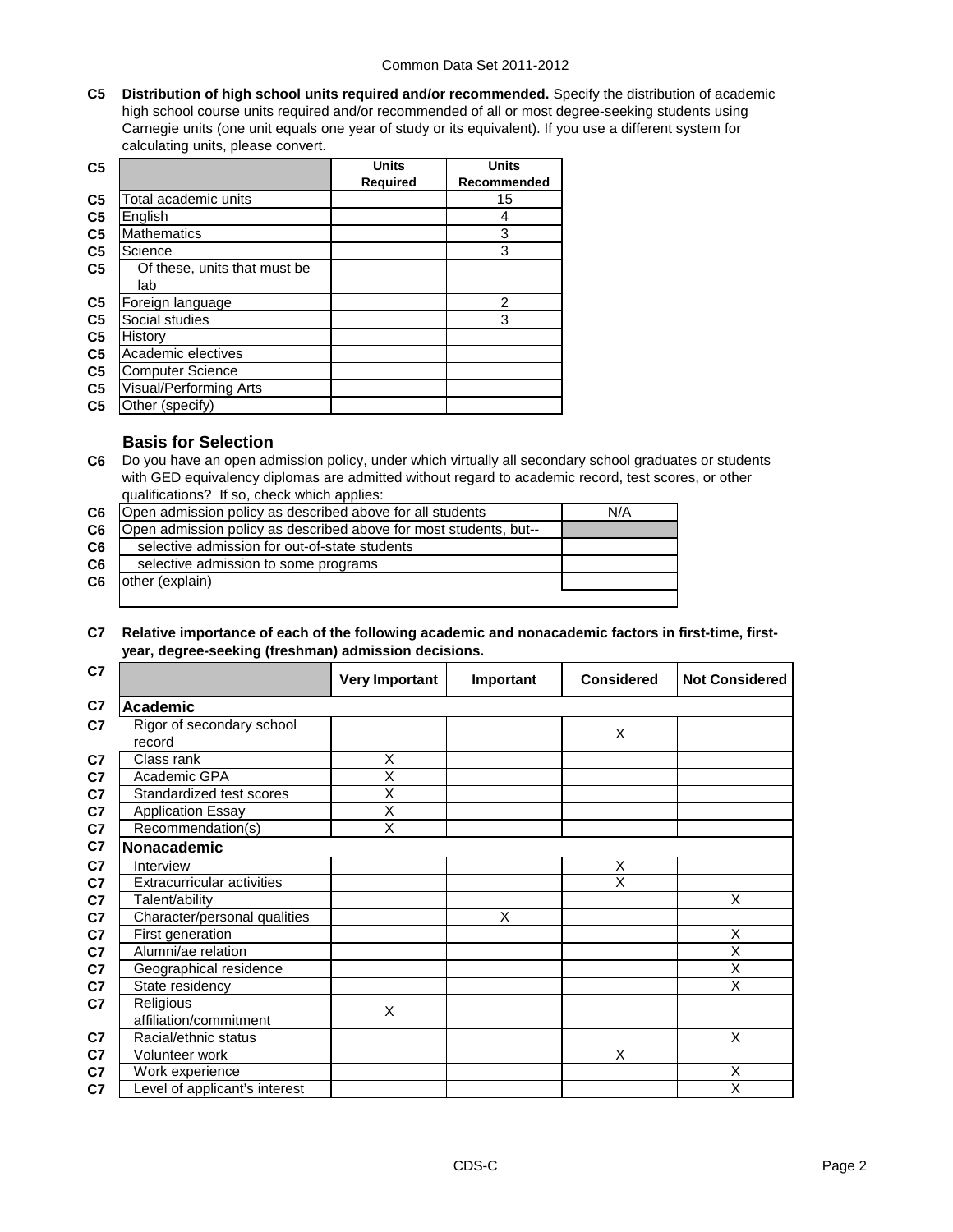**C5 Distribution of high school units required and/or recommended.** Specify the distribution of academic high school course units required and/or recommended of all or most degree-seeking students using Carnegie units (one unit equals one year of study or its equivalent). If you use a different system for calculating units, please convert.

| C5 | | Units Required | Units Recommended |
|---|---|---|---|
| C5 | Total academic units | | 15 |
| C5 | English | | 4 |
| C5 | Mathematics | | 3 |
| C5 | Science | | 3 |
| C5 | Of these, units that must be lab | | |
| C5 | Foreign language | | 2 |
| C5 | Social studies | | 3 |
| C5 | History | | |
| C5 | Academic electives | | |
| C5 | Computer Science | | |
| C5 | Visual/Performing Arts | | |
| C5 | Other (specify) | | |

## Basis for Selection

**C6** Do you have an open admission policy, under which virtually all secondary school graduates or students with GED equivalency diplomas are admitted without regard to academic record, test scores, or other qualifications? If so, check which applies:

| C6 | | |
|---|---|---|
| C6 | Open admission policy as described above for all students | N/A |
| C6 | Open admission policy as described above for most students, but-- | |
| C6 | selective admission for out-of-state students | |
| C6 | selective admission to some programs | |
| C6 | other (explain) | |

**C7 Relative importance of each of the following academic and nonacademic factors in first-time, first-year, degree-seeking (freshman) admission decisions.**

| C7 | | Very Important | Important | Considered | Not Considered |
|---|---|---|---|---|---|
| C7 | **Academic** | | | | |
| C7 | Rigor of secondary school record | | | X | |
| C7 | Class rank | X | | | |
| C7 | Academic GPA | X | | | |
| C7 | Standardized test scores | X | | | |
| C7 | Application Essay | X | | | |
| C7 | Recommendation(s) | X | | | |
| C7 | **Nonacademic** | | | | |
| C7 | Interview | | | X | |
| C7 | Extracurricular activities | | | X | |
| C7 | Talent/ability | | | | X |
| C7 | Character/personal qualities | | X | | |
| C7 | First generation | | | | X |
| C7 | Alumni/ae relation | | | | X |
| C7 | Geographical residence | | | | X |
| C7 | State residency | | | | X |
| C7 | Religious affiliation/commitment | X | | | |
| C7 | Racial/ethnic status | | | | X |
| C7 | Volunteer work | | | X | |
| C7 | Work experience | | | | X |
| C7 | Level of applicant's interest | | | | X |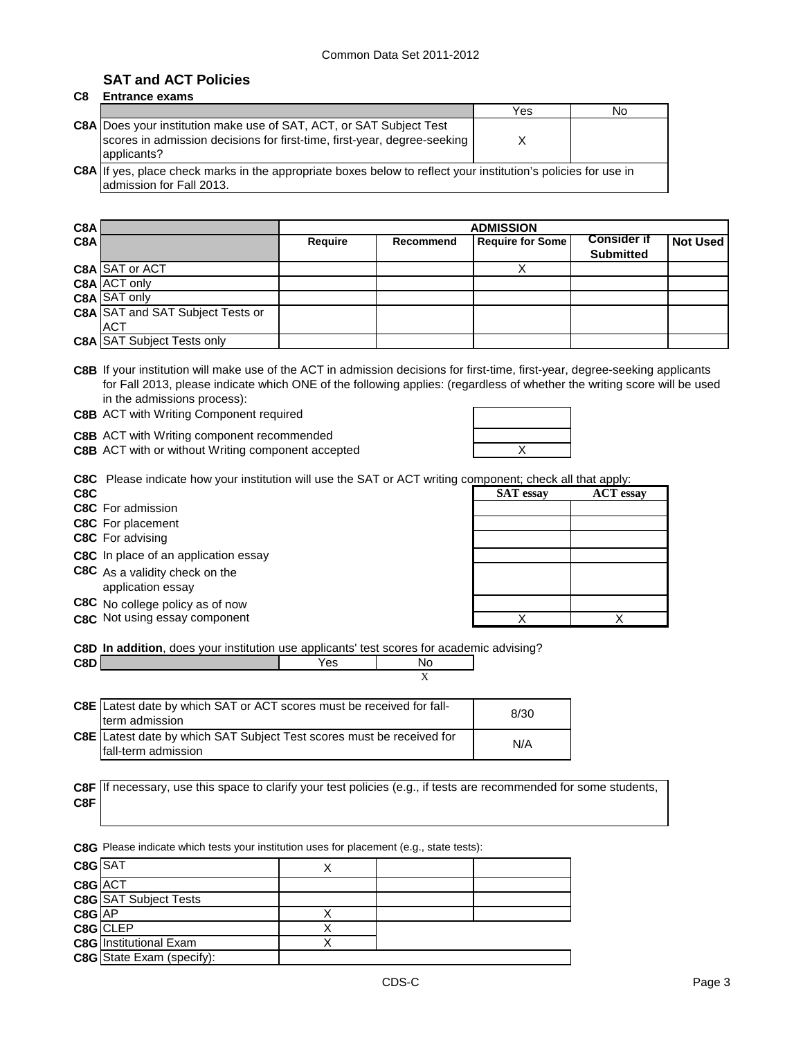## SAT and ACT Policies

**C8 Entrance exams**

| | | Yes | No |
|---|---|---|---|
| C8A | Does your institution make use of SAT, ACT, or SAT Subject Test scores in admission decisions for first-time, first-year, degree-seeking applicants? | X | |
| C8A | If yes, place check marks in the appropriate boxes below to reflect your institution's policies for use in admission for Fall 2013. | | |

| C8A | | ADMISSION | | | | |
|---|---|---|---|---|---|---|
| C8A | | **Require** | **Recommend** | **Require for Some** | **Consider if Submitted** | **Not Used** |
| C8A | SAT or ACT | | | X | | |
| C8A | ACT only | | | | | |
| C8A | SAT only | | | | | |
| C8A | SAT and SAT Subject Tests or ACT | | | | | |
| C8A | SAT Subject Tests only | | | | | |

**C8B** If your institution will make use of the ACT in admission decisions for first-time, first-year, degree-seeking applicants for Fall 2013, please indicate which ONE of the following applies: (regardless of whether the writing score will be used in the admissions process):

| | | |
|---|---|---|
| C8B | ACT with Writing Component required | |
| C8B | ACT with Writing component recommended | |
| C8B | ACT with or without Writing component accepted | X |

**C8C** Please indicate how your institution will use the SAT or ACT writing component; check all that apply:

| C8C | | SAT essay | ACT essay |
|---|---|---|---|
| C8C | For admission | | |
| C8C | For placement | | |
| C8C | For advising | | |
| C8C | In place of an application essay | | |
| C8C | As a validity check on the application essay | | |
| C8C | No college policy as of now | | |
| C8C | Not using essay component | X | X |

**C8D In addition**, does your institution use applicants' test scores for academic advising?

| C8D | | Yes | No |
|---|---|---|---|
| C8D | | | X |

| | | |
|---|---|---|
| C8E | Latest date by which SAT or ACT scores must be received for fall-term admission | 8/30 |
| C8E | Latest date by which SAT Subject Test scores must be received for fall-term admission | N/A |

**C8F** If necessary, use this space to clarify your test policies (e.g., if tests are recommended for some students,

**C8F**

**C8G** Please indicate which tests your institution uses for placement (e.g., state tests):

| | | | | |
|---|---|---|---|---|
| C8G | SAT | X | | |
| C8G | ACT | | | |
| C8G | SAT Subject Tests | | | |
| C8G | AP | X | | |
| C8G | CLEP | X | | |
| C8G | Institutional Exam | X | | |
| C8G | State Exam (specify): | | | |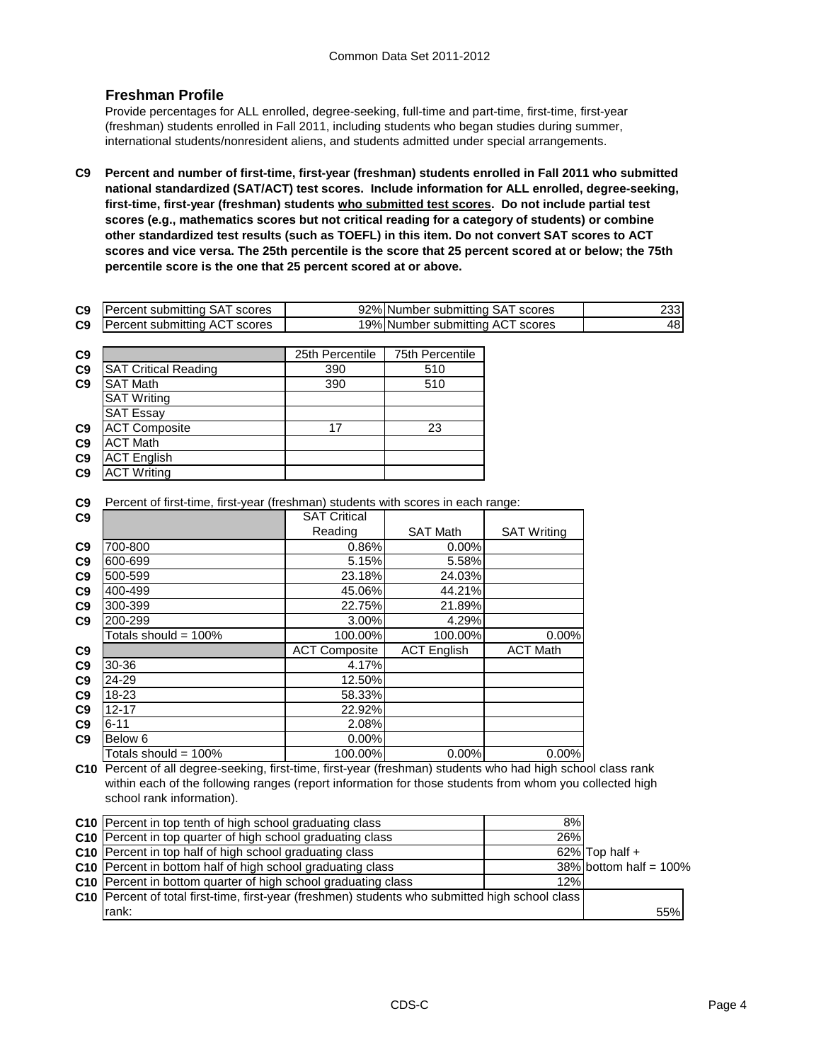## Freshman Profile

Provide percentages for ALL enrolled, degree-seeking, full-time and part-time, first-time, first-year (freshman) students enrolled in Fall 2011, including students who began studies during summer, international students/nonresident aliens, and students admitted under special arrangements.

**C9 Percent and number of first-time, first-year (freshman) students enrolled in Fall 2011 who submitted national standardized (SAT/ACT) test scores. Include information for ALL enrolled, degree-seeking, first-time, first-year (freshman) students who submitted test scores. Do not include partial test scores (e.g., mathematics scores but not critical reading for a category of students) or combine other standardized test results (such as TOEFL) in this item. Do not convert SAT scores to ACT scores and vice versa. The 25th percentile is the score that 25 percent scored at or below; the 75th percentile score is the one that 25 percent scored at or above.**

| | | | | |
|---|---|---|---|---|
| C9 | Percent submitting SAT scores | 92% | Number submitting SAT scores | 233 |
| C9 | Percent submitting ACT scores | 19% | Number submitting ACT scores | 48 |

| | | 25th Percentile | 75th Percentile |
|---|---|---|---|
| C9 | SAT Critical Reading | 390 | 510 |
| C9 | SAT Math | 390 | 510 |
| | SAT Writing | | |
| | SAT Essay | | |
| C9 | ACT Composite | 17 | 23 |
| C9 | ACT Math | | |
| C9 | ACT English | | |
| C9 | ACT Writing | | |

C9 Percent of first-time, first-year (freshman) students with scores in each range:

| C9 | | SAT Critical Reading | SAT Math | SAT Writing |
|---|---|---|---|---|
| C9 | 700-800 | 0.86% | 0.00% | |
| C9 | 600-699 | 5.15% | 5.58% | |
| C9 | 500-599 | 23.18% | 24.03% | |
| C9 | 400-499 | 45.06% | 44.21% | |
| C9 | 300-399 | 22.75% | 21.89% | |
| C9 | 200-299 | 3.00% | 4.29% | |
| | Totals should = 100% | 100.00% | 100.00% | 0.00% |
| C9 | | ACT Composite | ACT English | ACT Math |
| C9 | 30-36 | 4.17% | | |
| C9 | 24-29 | 12.50% | | |
| C9 | 18-23 | 58.33% | | |
| C9 | 12-17 | 22.92% | | |
| C9 | 6-11 | 2.08% | | |
| C9 | Below 6 | 0.00% | | |
| | Totals should = 100% | 100.00% | 0.00% | 0.00% |

**C10** Percent of all degree-seeking, first-time, first-year (freshman) students who had high school class rank within each of the following ranges (report information for those students from whom you collected high school rank information).

| | | | |
|---|---|---|---|
| C10 | Percent in top tenth of high school graduating class | 8% | |
| C10 | Percent in top quarter of high school graduating class | 26% | |
| C10 | Percent in top half of high school graduating class | 62% | Top half + |
| C10 | Percent in bottom half of high school graduating class | 38% | bottom half = 100% |
| C10 | Percent in bottom quarter of high school graduating class | 12% | |
| C10 | Percent of total first-time, first-year (freshmen) students who submitted high school class rank: | | 55% |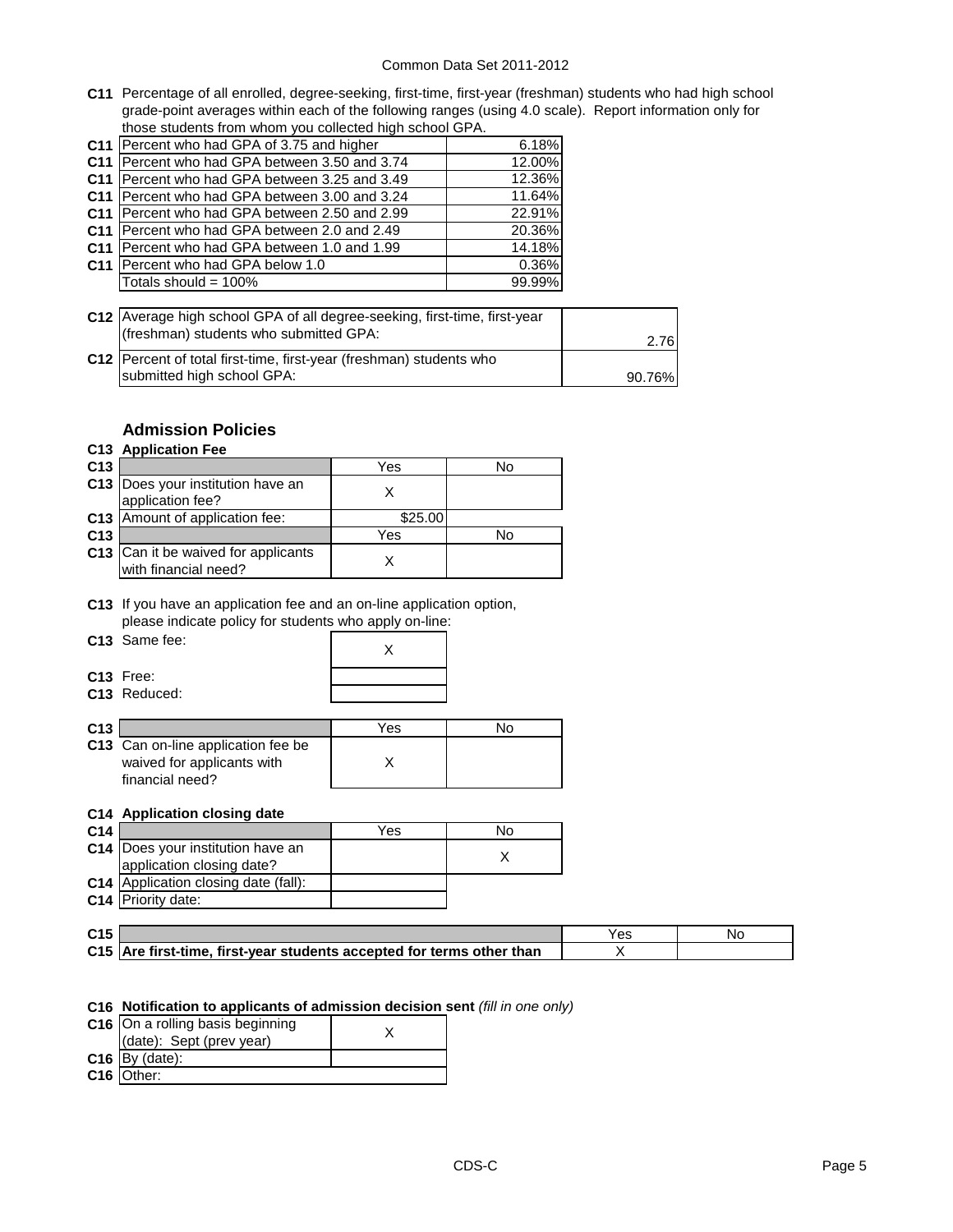**C11** Percentage of all enrolled, degree-seeking, first-time, first-year (freshman) students who had high school grade-point averages within each of the following ranges (using 4.0 scale). Report information only for those students from whom you collected high school GPA.

| | | |
|---|---|---|
| **C11** | Percent who had GPA of 3.75 and higher | 6.18% |
| **C11** | Percent who had GPA between 3.50 and 3.74 | 12.00% |
| **C11** | Percent who had GPA between 3.25 and 3.49 | 12.36% |
| **C11** | Percent who had GPA between 3.00 and 3.24 | 11.64% |
| **C11** | Percent who had GPA between 2.50 and 2.99 | 22.91% |
| **C11** | Percent who had GPA between 2.0 and 2.49 | 20.36% |
| **C11** | Percent who had GPA between 1.0 and 1.99 | 14.18% |
| **C11** | Percent who had GPA below 1.0 | 0.36% |
| | Totals should = 100% | 99.99% |

| | | |
|---|---|---|
| **C12** | Average high school GPA of all degree-seeking, first-time, first-year (freshman) students who submitted GPA: | 2.76 |
| **C12** | Percent of total first-time, first-year (freshman) students who submitted high school GPA: | 90.76% |

## Admission Policies

### C13 Application Fee

| | | Yes | No |
|---|---|---|---|
| **C13** | Does your institution have an application fee? | X | |
| **C13** | Amount of application fee: | $25.00 | |

| | | Yes | No |
|---|---|---|---|
| **C13** | Can it be waived for applicants with financial need? | X | |

**C13** If you have an application fee and an on-line application option, please indicate policy for students who apply on-line:

| | | |
|---|---|---|
| **C13** | Same fee: | X |
| **C13** | Free: | |
| **C13** | Reduced: | |

| | | Yes | No |
|---|---|---|---|
| **C13** | Can on-line application fee be waived for applicants with financial need? | X | |

### C14 Application closing date

| | | Yes | No |
|---|---|---|---|
| **C14** | Does your institution have an application closing date? | | X |
| **C14** | Application closing date (fall): | | |
| **C14** | Priority date: | | |

| | | Yes | No |
|---|---|---|---|
| **C15** | **Are first-time, first-year students accepted for terms other than** | X | |

### C16 Notification to applicants of admission decision sent *(fill in one only)*

| | | |
|---|---|---|
| **C16** | On a rolling basis beginning (date): Sept (prev year) | X |
| **C16** | By (date): | |
| **C16** | Other: | |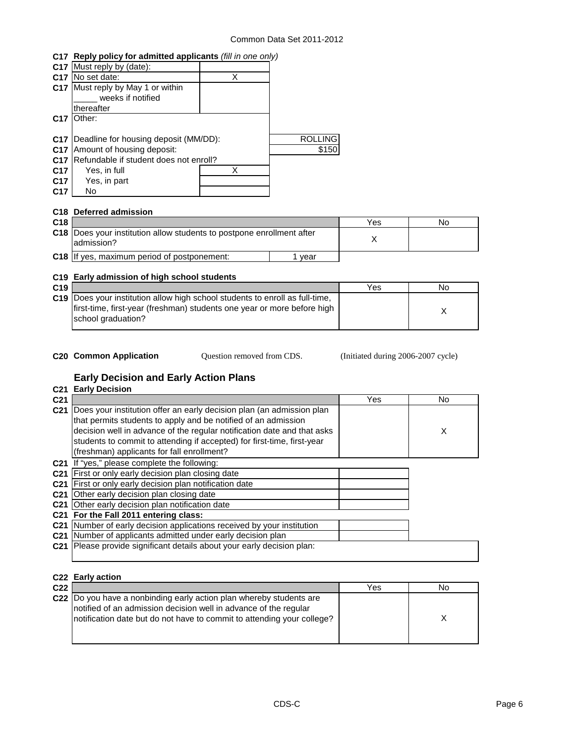**C17 Reply policy for admitted applicants** *(fill in one only)*

| | | | |
|---|---|---|---|
| C17 | Must reply by (date): | | |
| C17 | No set date: | X | |
| C17 | Must reply by May 1 or within _____ weeks if notified thereafter | | |
| C17 | Other: | | |
| C17 | Deadline for housing deposit (MM/DD): | | ROLLING |
| C17 | Amount of housing deposit: | | $150 |
| C17 | Refundable if student does not enroll? | | |
| C17 | Yes, in full | X | |
| C17 | Yes, in part | | |
| C17 | No | | |

**C18 Deferred admission**

| | | Yes | No |
|---|---|---|---|
| C18 | Does your institution allow students to postpone enrollment after admission? | X | |
| C18 | If yes, maximum period of postponement: 1 year | | |

**C19 Early admission of high school students**

| | | Yes | No |
|---|---|---|---|
| C19 | Does your institution allow high school students to enroll as full-time, first-time, first-year (freshman) students one year or more before high school graduation? | | X |

**C20 Common Application** Question removed from CDS. (Initiated during 2006-2007 cycle)

## Early Decision and Early Action Plans

**C21 Early Decision**

| | | Yes | No |
|---|---|---|---|
| C21 | Does your institution offer an early decision plan (an admission plan that permits students to apply and be notified of an admission decision well in advance of the regular notification date and that asks students to commit to attending if accepted) for first-time, first-year (freshman) applicants for fall enrollment? | | X |
| C21 | If "yes," please complete the following: | | |
| C21 | First or only early decision plan closing date | | |
| C21 | First or only early decision plan notification date | | |
| C21 | Other early decision plan closing date | | |
| C21 | Other early decision plan notification date | | |
| C21 | **For the Fall 2011 entering class:** | | |
| C21 | Number of early decision applications received by your institution | | |
| C21 | Number of applicants admitted under early decision plan | | |
| C21 | Please provide significant details about your early decision plan: | | |

**C22 Early action**

| | | Yes | No |
|---|---|---|---|
| C22 | Do you have a nonbinding early action plan whereby students are notified of an admission decision well in advance of the regular notification date but do not have to commit to attending your college? | | X |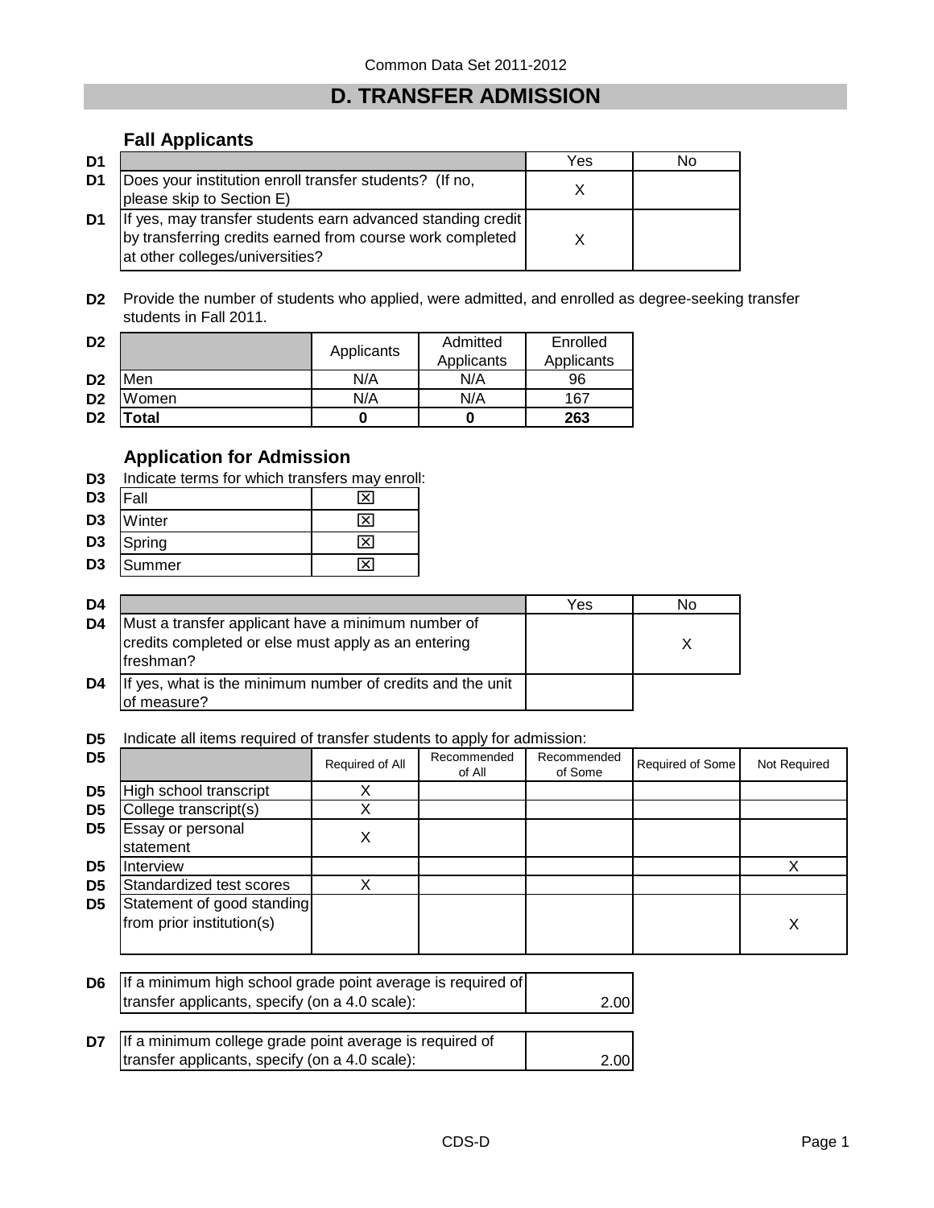Common Data Set 2011-2012

# D. TRANSFER ADMISSION

## Fall Applicants

| | | Yes | No |
|---|---|---|---|
| D1 | Does your institution enroll transfer students? (If no, please skip to Section E) | X | |
| D1 | If yes, may transfer students earn advanced standing credit by transferring credits earned from course work completed at other colleges/universities? | X | |

**D2** Provide the number of students who applied, were admitted, and enrolled as degree-seeking transfer students in Fall 2011.

| | | Applicants | Admitted Applicants | Enrolled Applicants |
|---|---|---|---|---|
| D2 | Men | N/A | N/A | 96 |
| D2 | Women | N/A | N/A | 167 |
| D2 | **Total** | **0** | **0** | **263** |

## Application for Admission

**D3** Indicate terms for which transfers may enroll:

| | | |
|---|---|---|
| D3 | Fall | ☒ |
| D3 | Winter | ☒ |
| D3 | Spring | ☒ |
| D3 | Summer | ☒ |

| | | Yes | No |
|---|---|---|---|
| D4 | Must a transfer applicant have a minimum number of credits completed or else must apply as an entering freshman? | | X |
| D4 | If yes, what is the minimum number of credits and the unit of measure? | | |

**D5** Indicate all items required of transfer students to apply for admission:

| | | Required of All | Recommended of All | Recommended of Some | Required of Some | Not Required |
|---|---|---|---|---|---|---|
| D5 | High school transcript | X | | | | |
| D5 | College transcript(s) | X | | | | |
| D5 | Essay or personal statement | X | | | | |
| D5 | Interview | | | | | X |
| D5 | Standardized test scores | X | | | | |
| D5 | Statement of good standing from prior institution(s) | | | | | X |

| | | |
|---|---|---|
| D6 | If a minimum high school grade point average is required of transfer applicants, specify (on a 4.0 scale): | 2.00 |
| D7 | If a minimum college grade point average is required of transfer applicants, specify (on a 4.0 scale): | 2.00 |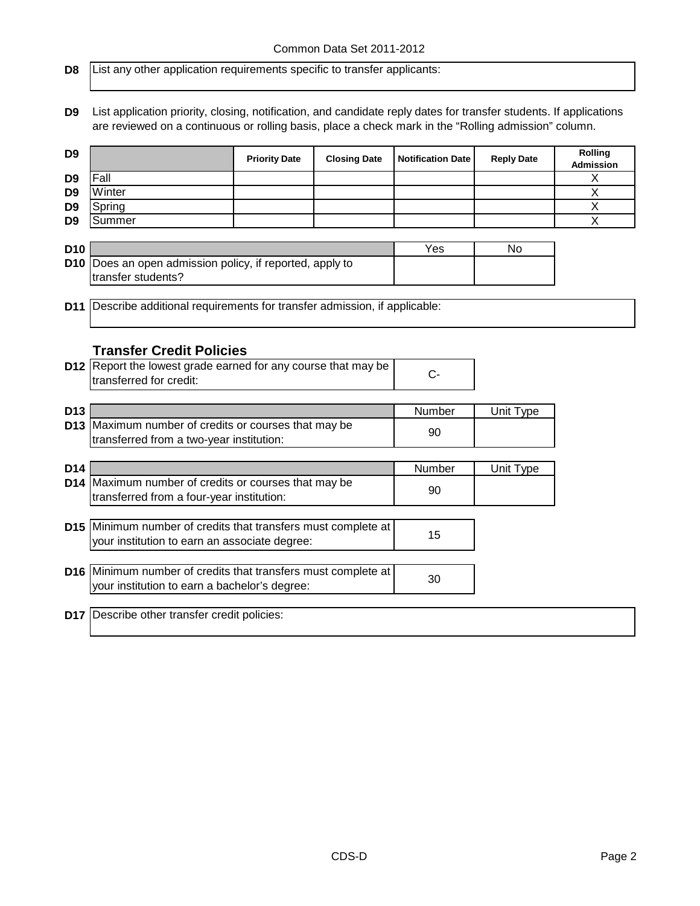| | |
|---|---|
| D8 | List any other application requirements specific to transfer applicants: |

**D9** List application priority, closing, notification, and candidate reply dates for transfer students. If applications are reviewed on a continuous or rolling basis, place a check mark in the "Rolling admission" column.

| D9 | | Priority Date | Closing Date | Notification Date | Reply Date | Rolling Admission |
|---|---|---|---|---|---|---|
| D9 | Fall | | | | | X |
| D9 | Winter | | | | | X |
| D9 | Spring | | | | | X |
| D9 | Summer | | | | | X |

| D10 | | Yes | No |
|---|---|---|---|
| D10 | Does an open admission policy, if reported, apply to transfer students? | | |

| | |
|---|---|
| D11 | Describe additional requirements for transfer admission, if applicable: |

### Transfer Credit Policies

| | | |
|---|---|---|
| D12 | Report the lowest grade earned for any course that may be transferred for credit: | C- |

| D13 | | Number | Unit Type |
|---|---|---|---|
| D13 | Maximum number of credits or courses that may be transferred from a two-year institution: | 90 | |

| D14 | | Number | Unit Type |
|---|---|---|---|
| D14 | Maximum number of credits or courses that may be transferred from a four-year institution: | 90 | |

| | | |
|---|---|---|
| D15 | Minimum number of credits that transfers must complete at your institution to earn an associate degree: | 15 |
| D16 | Minimum number of credits that transfers must complete at your institution to earn a bachelor's degree: | 30 |

| | |
|---|---|
| D17 | Describe other transfer credit policies: |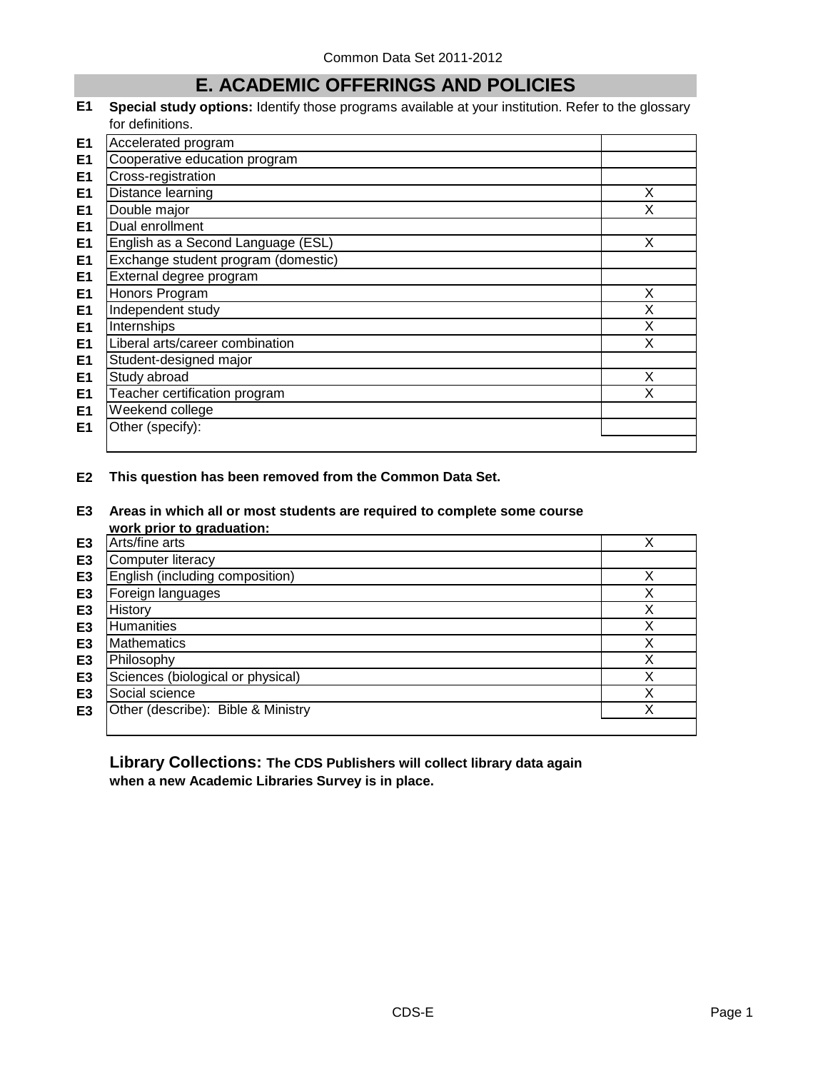# E. ACADEMIC OFFERINGS AND POLICIES

**E1** **Special study options:** Identify those programs available at your institution. Refer to the glossary for definitions.

| | | |
|---|---|---|
| E1 | Accelerated program | |
| E1 | Cooperative education program | |
| E1 | Cross-registration | |
| E1 | Distance learning | X |
| E1 | Double major | X |
| E1 | Dual enrollment | |
| E1 | English as a Second Language (ESL) | X |
| E1 | Exchange student program (domestic) | |
| E1 | External degree program | |
| E1 | Honors Program | X |
| E1 | Independent study | X |
| E1 | Internships | X |
| E1 | Liberal arts/career combination | X |
| E1 | Student-designed major | |
| E1 | Study abroad | X |
| E1 | Teacher certification program | X |
| E1 | Weekend college | |
| E1 | Other (specify): | |

**E2** **This question has been removed from the Common Data Set.**

**E3** **Areas in which all or most students are required to complete some course work prior to graduation:**

| | | |
|---|---|---|
| E3 | Arts/fine arts | X |
| E3 | Computer literacy | |
| E3 | English (including composition) | X |
| E3 | Foreign languages | X |
| E3 | History | X |
| E3 | Humanities | X |
| E3 | Mathematics | X |
| E3 | Philosophy | X |
| E3 | Sciences (biological or physical) | X |
| E3 | Social science | X |
| E3 | Other (describe): Bible & Ministry | X |

**Library Collections: The CDS Publishers will collect library data again when a new Academic Libraries Survey is in place.**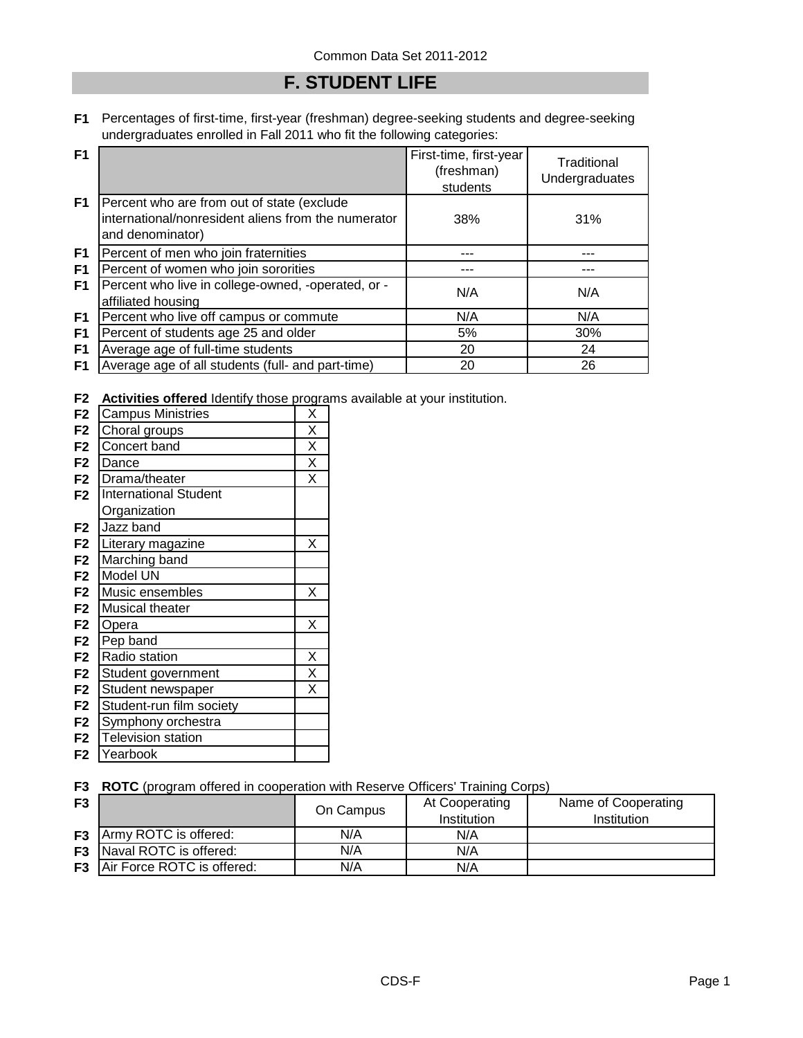Common Data Set 2011-2012

# F. STUDENT LIFE

**F1** Percentages of first-time, first-year (freshman) degree-seeking students and degree-seeking undergraduates enrolled in Fall 2011 who fit the following categories:

| | | First-time, first-year (freshman) students | Traditional Undergraduates |
|---|---|---|---|
| F1 | Percent who are from out of state (exclude international/nonresident aliens from the numerator and denominator) | 38% | 31% |
| F1 | Percent of men who join fraternities | --- | --- |
| F1 | Percent of women who join sororities | --- | --- |
| F1 | Percent who live in college-owned, -operated, or -affiliated housing | N/A | N/A |
| F1 | Percent who live off campus or commute | N/A | N/A |
| F1 | Percent of students age 25 and older | 5% | 30% |
| F1 | Average age of full-time students | 20 | 24 |
| F1 | Average age of all students (full- and part-time) | 20 | 26 |

**F2** **Activities offered** Identify those programs available at your institution.

| | Activity | Offered |
|---|---|---|
| F2 | Campus Ministries | X |
| F2 | Choral groups | X |
| F2 | Concert band | X |
| F2 | Dance | X |
| F2 | Drama/theater | X |
| F2 | International Student Organization | |
| F2 | Jazz band | |
| F2 | Literary magazine | X |
| F2 | Marching band | |
| F2 | Model UN | |
| F2 | Music ensembles | X |
| F2 | Musical theater | |
| F2 | Opera | X |
| F2 | Pep band | |
| F2 | Radio station | X |
| F2 | Student government | X |
| F2 | Student newspaper | X |
| F2 | Student-run film society | |
| F2 | Symphony orchestra | |
| F2 | Television station | |
| F2 | Yearbook | |

**F3** **ROTC** (program offered in cooperation with Reserve Officers' Training Corps)

| | | On Campus | At Cooperating Institution | Name of Cooperating Institution |
|---|---|---|---|---|
| F3 | Army ROTC is offered: | N/A | N/A | |
| F3 | Naval ROTC is offered: | N/A | N/A | |
| F3 | Air Force ROTC is offered: | N/A | N/A | |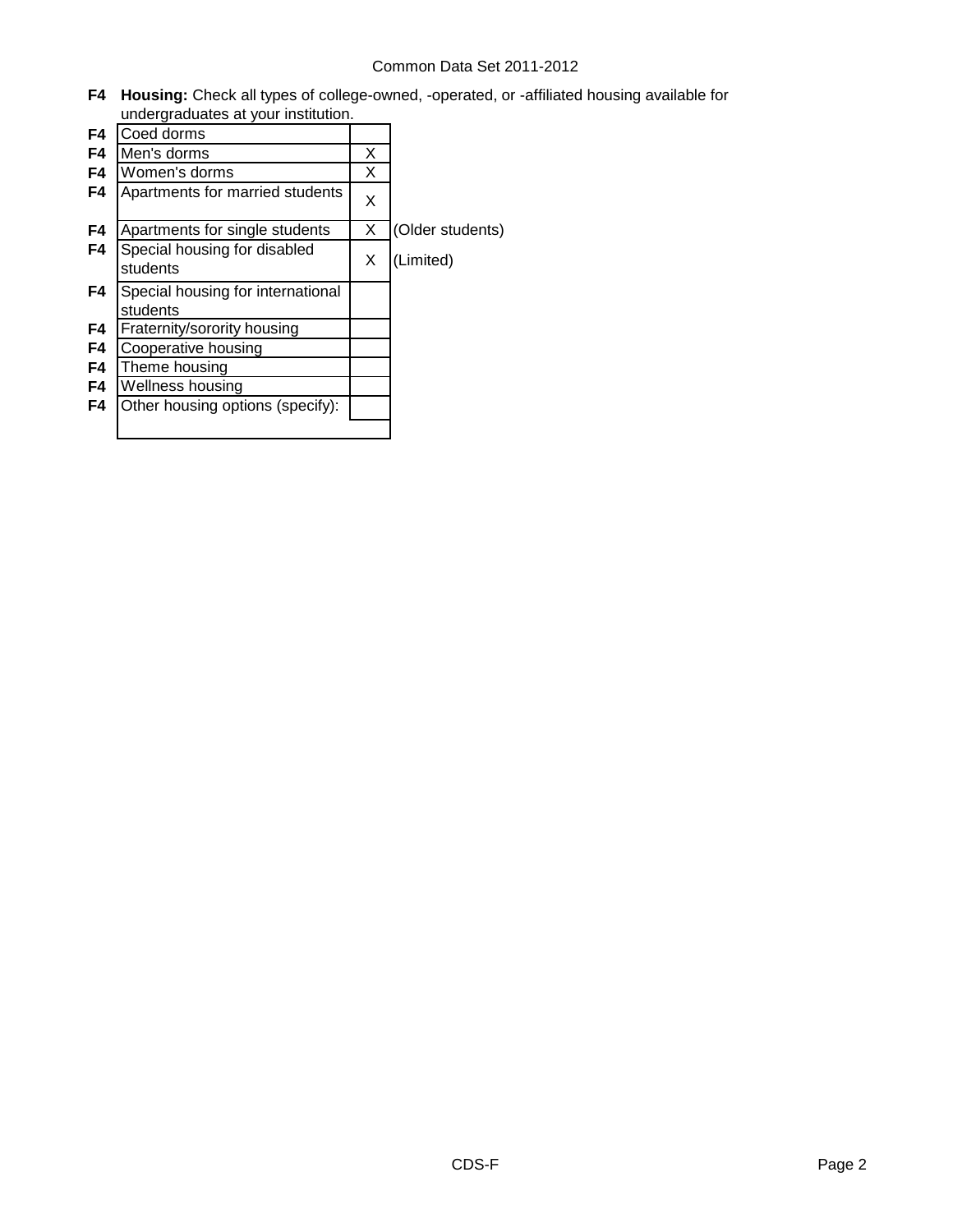**F4 Housing:** Check all types of college-owned, -operated, or -affiliated housing available for undergraduates at your institution.

| | | | |
|---|---|---|---|
| F4 | Coed dorms | | |
| F4 | Men's dorms | X | |
| F4 | Women's dorms | X | |
| F4 | Apartments for married students | X | |
| F4 | Apartments for single students | X | (Older students) |
| F4 | Special housing for disabled students | X | (Limited) |
| F4 | Special housing for international students | | |
| F4 | Fraternity/sorority housing | | |
| F4 | Cooperative housing | | |
| F4 | Theme housing | | |
| F4 | Wellness housing | | |
| F4 | Other housing options (specify): | | |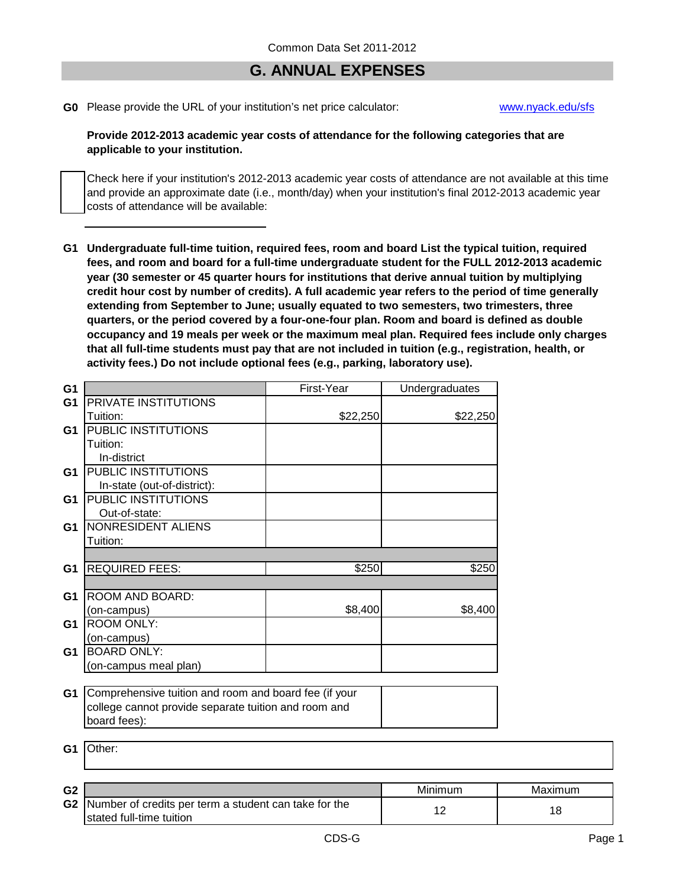Common Data Set 2011-2012

## G. ANNUAL EXPENSES

**G0** Please provide the URL of your institution's net price calculator: www.nyack.edu/sfs

**Provide 2012-2013 academic year costs of attendance for the following categories that are applicable to your institution.**

☐ Check here if your institution's 2012-2013 academic year costs of attendance are not available at this time and provide an approximate date (i.e., month/day) when your institution's final 2012-2013 academic year costs of attendance will be available:

______________________

**G1 Undergraduate full-time tuition, required fees, room and board List the typical tuition, required fees, and room and board for a full-time undergraduate student for the FULL 2012-2013 academic year (30 semester or 45 quarter hours for institutions that derive annual tuition by multiplying credit hour cost by number of credits). A full academic year refers to the period of time generally extending from September to June; usually equated to two semesters, two trimesters, three quarters, or the period covered by a four-one-four plan. Room and board is defined as double occupancy and 19 meals per week or the maximum meal plan. Required fees include only charges that all full-time students must pay that are not included in tuition (e.g., registration, health, or activity fees.) Do not include optional fees (e.g., parking, laboratory use).**

| | | First-Year | Undergraduates |
|---|---|---|---|
| G1 | PRIVATE INSTITUTIONS Tuition: | $22,250 | $22,250 |
| G1 | PUBLIC INSTITUTIONS Tuition: In-district | | |
| G1 | PUBLIC INSTITUTIONS In-state (out-of-district): | | |
| G1 | PUBLIC INSTITUTIONS Out-of-state: | | |
| G1 | NONRESIDENT ALIENS Tuition: | | |
| G1 | REQUIRED FEES: | $250 | $250 |
| G1 | ROOM AND BOARD: (on-campus) | $8,400 | $8,400 |
| G1 | ROOM ONLY: (on-campus) | | |
| G1 | BOARD ONLY: (on-campus meal plan) | | |

| | | |
|---|---|---|
| G1 | Comprehensive tuition and room and board fee (if your college cannot provide separate tuition and room and board fees): | |

| | |
|---|---|
| G1 | Other: |

| | | Minimum | Maximum |
|---|---|---|---|
| G2 | Number of credits per term a student can take for the stated full-time tuition | 12 | 18 |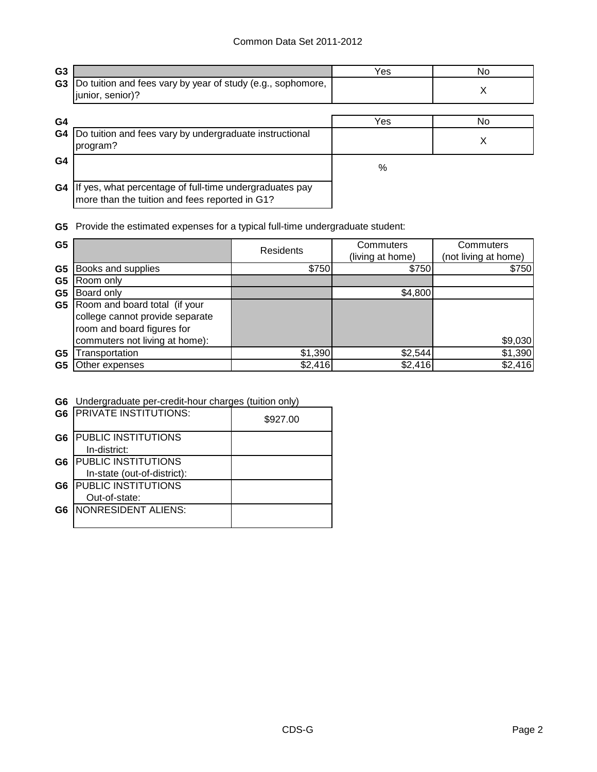| G3 | | Yes | No |
|---|---|---|---|
| G3 | Do tuition and fees vary by year of study (e.g., sophomore, junior, senior)? | | X |

| G4 | | Yes | No |
|---|---|---|---|
| G4 | Do tuition and fees vary by undergraduate instructional program? | | X |
| G4 | | % | |
| G4 | If yes, what percentage of full-time undergraduates pay more than the tuition and fees reported in G1? | | |

**G5** Provide the estimated expenses for a typical full-time undergraduate student:

| G5 | | Residents | Commuters (living at home) | Commuters (not living at home) |
|---|---|---|---|---|
| G5 | Books and supplies | $750 | $750 | $750 |
| G5 | Room only | | | |
| G5 | Board only | | $4,800 | |
| G5 | Room and board total (if your college cannot provide separate room and board figures for commuters not living at home): | | | $9,030 |
| G5 | Transportation | $1,390 | $2,544 | $1,390 |
| G5 | Other expenses | $2,416 | $2,416 | $2,416 |

**G6** Undergraduate per-credit-hour charges (tuition only)

| G6 | | |
|---|---|---|
| G6 | PRIVATE INSTITUTIONS: | $927.00 |
| G6 | PUBLIC INSTITUTIONS In-district: | |
| G6 | PUBLIC INSTITUTIONS In-state (out-of-district): | |
| G6 | PUBLIC INSTITUTIONS Out-of-state: | |
| G6 | NONRESIDENT ALIENS: | |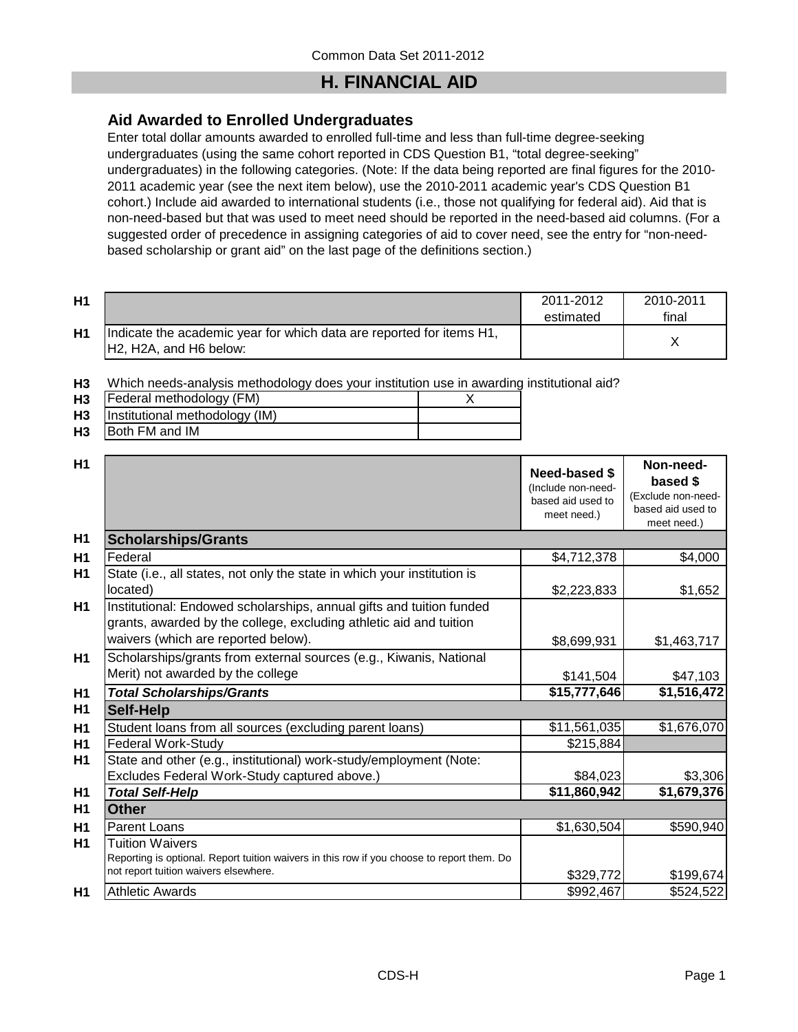# H. FINANCIAL AID

## Aid Awarded to Enrolled Undergraduates

Enter total dollar amounts awarded to enrolled full-time and less than full-time degree-seeking undergraduates (using the same cohort reported in CDS Question B1, "total degree-seeking" undergraduates) in the following categories. (Note: If the data being reported are final figures for the 2010-2011 academic year (see the next item below), use the 2010-2011 academic year's CDS Question B1 cohort.) Include aid awarded to international students (i.e., those not qualifying for federal aid). Aid that is non-need-based but that was used to meet need should be reported in the need-based aid columns. (For a suggested order of precedence in assigning categories of aid to cover need, see the entry for "non-need-based scholarship or grant aid" on the last page of the definitions section.)

| | | 2011-2012 estimated | 2010-2011 final |
|---|---|---|---|
| H1 | Indicate the academic year for which data are reported for items H1, H2, H2A, and H6 below: | | X |

**H3** Which needs-analysis methodology does your institution use in awarding institutional aid?

| | | |
|---|---|---|
| H3 | Federal methodology (FM) | X |
| H3 | Institutional methodology (IM) | |
| H3 | Both FM and IM | |

| | | **Need-based $** (Include non-need-based aid used to meet need.) | **Non-need-based $** (Exclude non-need-based aid used to meet need.) |
|---|---|---|---|
| H1 | **Scholarships/Grants** | | |
| H1 | Federal | $4,712,378 | $4,000 |
| H1 | State (i.e., all states, not only the state in which your institution is located) | $2,223,833 | $1,652 |
| H1 | Institutional: Endowed scholarships, annual gifts and tuition funded grants, awarded by the college, excluding athletic aid and tuition waivers (which are reported below). | $8,699,931 | $1,463,717 |
| H1 | Scholarships/grants from external sources (e.g., Kiwanis, National Merit) not awarded by the college | $141,504 | $47,103 |
| H1 | ***Total Scholarships/Grants*** | **$15,777,646** | **$1,516,472** |
| H1 | **Self-Help** | | |
| H1 | Student loans from all sources (excluding parent loans) | $11,561,035 | $1,676,070 |
| H1 | Federal Work-Study | $215,884 | |
| H1 | State and other (e.g., institutional) work-study/employment (Note: Excludes Federal Work-Study captured above.) | $84,023 | $3,306 |
| H1 | ***Total Self-Help*** | **$11,860,942** | **$1,679,376** |
| H1 | **Other** | | |
| H1 | Parent Loans | $1,630,504 | $590,940 |
| H1 | Tuition Waivers<br>Reporting is optional. Report tuition waivers in this row if you choose to report them. Do not report tuition waivers elsewhere. | $329,772 | $199,674 |
| H1 | Athletic Awards | $992,467 | $524,522 |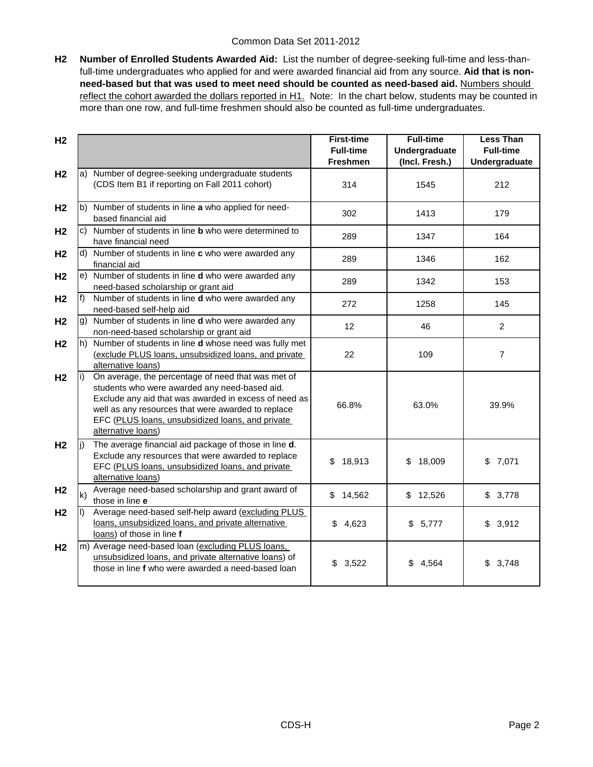**H2** **Number of Enrolled Students Awarded Aid:** List the number of degree-seeking full-time and less-than-full-time undergraduates who applied for and were awarded financial aid from any source. **Aid that is non-need-based but that was used to meet need should be counted as need-based aid.** Numbers should reflect the cohort awarded the dollars reported in H1. Note: In the chart below, students may be counted in more than one row, and full-time freshmen should also be counted as full-time undergraduates.

| | | First-time Full-time Freshmen | Full-time Undergraduate (Incl. Fresh.) | Less Than Full-time Undergraduate |
|---|---|---|---|---|
| H2 | a) Number of degree-seeking undergraduate students (CDS Item B1 if reporting on Fall 2011 cohort) | 314 | 1545 | 212 |
| H2 | b) Number of students in line **a** who applied for need-based financial aid | 302 | 1413 | 179 |
| H2 | c) Number of students in line **b** who were determined to have financial need | 289 | 1347 | 164 |
| H2 | d) Number of students in line **c** who were awarded any financial aid | 289 | 1346 | 162 |
| H2 | e) Number of students in line **d** who were awarded any need-based scholarship or grant aid | 289 | 1342 | 153 |
| H2 | f) Number of students in line **d** who were awarded any need-based self-help aid | 272 | 1258 | 145 |
| H2 | g) Number of students in line **d** who were awarded any non-need-based scholarship or grant aid | 12 | 46 | 2 |
| H2 | h) Number of students in line **d** whose need was fully met (exclude PLUS loans, unsubsidized loans, and private alternative loans) | 22 | 109 | 7 |
| H2 | i) On average, the percentage of need that was met of students who were awarded any need-based aid. Exclude any aid that was awarded in excess of need as well as any resources that were awarded to replace EFC (PLUS loans, unsubsidized loans, and private alternative loans) | 66.8% | 63.0% | 39.9% |
| H2 | j) The average financial aid package of those in line **d**. Exclude any resources that were awarded to replace EFC (PLUS loans, unsubsidized loans, and private alternative loans) | $ 18,913 | $ 18,009 | $ 7,071 |
| H2 | k) Average need-based scholarship and grant award of those in line **e** | $ 14,562 | $ 12,526 | $ 3,778 |
| H2 | l) Average need-based self-help award (excluding PLUS loans, unsubsidized loans, and private alternative loans) of those in line **f** | $ 4,623 | $ 5,777 | $ 3,912 |
| H2 | m) Average need-based loan (excluding PLUS loans, unsubsidized loans, and private alternative loans) of those in line **f** who were awarded a need-based loan | $ 3,522 | $ 4,564 | $ 3,748 |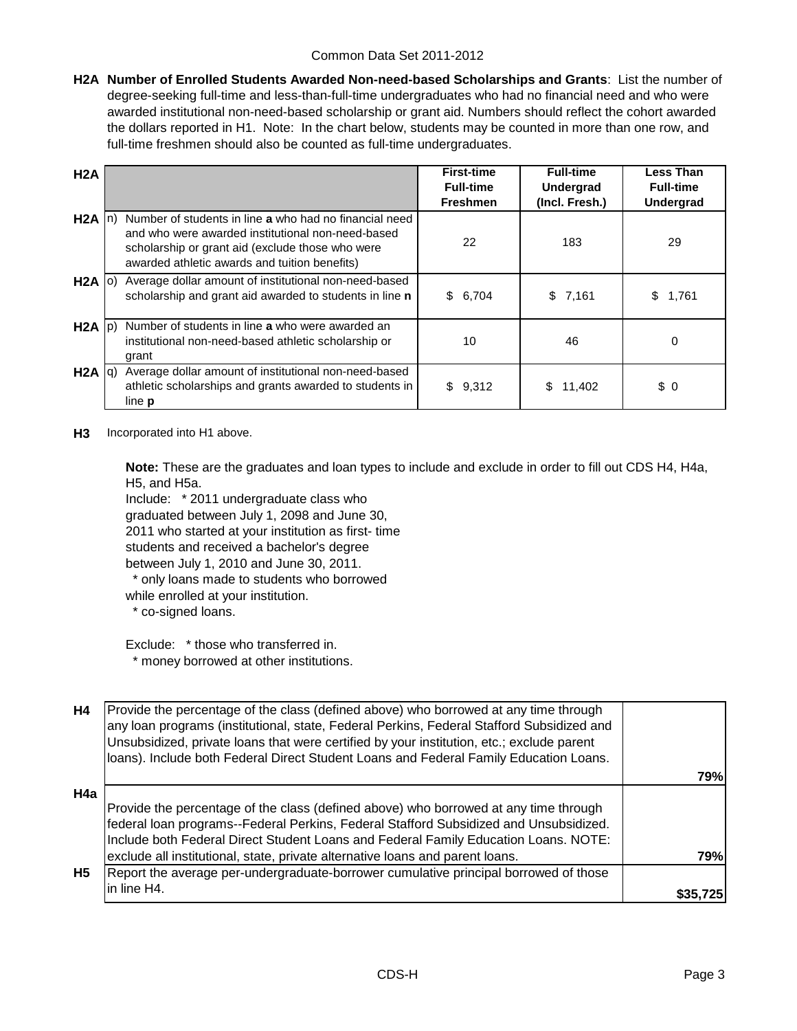Common Data Set 2011-2012

**H2A Number of Enrolled Students Awarded Non-need-based Scholarships and Grants**: List the number of degree-seeking full-time and less-than-full-time undergraduates who had no financial need and who were awarded institutional non-need-based scholarship or grant aid. Numbers should reflect the cohort awarded the dollars reported in H1. Note: In the chart below, students may be counted in more than one row, and full-time freshmen should also be counted as full-time undergraduates.

| H2A | | | First-time Full-time Freshmen | Full-time Undergrad (Incl. Fresh.) | Less Than Full-time Undergrad |
|---|---|---|---|---|---|
| H2A | n) | Number of students in line **a** who had no financial need and who were awarded institutional non-need-based scholarship or grant aid (exclude those who were awarded athletic awards and tuition benefits) | 22 | 183 | 29 |
| H2A | o) | Average dollar amount of institutional non-need-based scholarship and grant aid awarded to students in line **n** | $ 6,704 | $ 7,161 | $ 1,761 |
| H2A | p) | Number of students in line **a** who were awarded an institutional non-need-based athletic scholarship or grant | 10 | 46 | 0 |
| H2A | q) | Average dollar amount of institutional non-need-based athletic scholarships and grants awarded to students in line **p** | $ 9,312 | $ 11,402 | $ 0 |

**H3** Incorporated into H1 above.

**Note:** These are the graduates and loan types to include and exclude in order to fill out CDS H4, H4a, H5, and H5a.

Include: * 2011 undergraduate class who graduated between July 1, 2098 and June 30, 2011 who started at your institution as first- time students and received a bachelor's degree between July 1, 2010 and June 30, 2011.
* only loans made to students who borrowed while enrolled at your institution.
* co-signed loans.

Exclude: * those who transferred in.
* money borrowed at other institutions.

| | | |
|---|---|---|
| H4 | Provide the percentage of the class (defined above) who borrowed at any time through any loan programs (institutional, state, Federal Perkins, Federal Stafford Subsidized and Unsubsidized, private loans that were certified by your institution, etc.; exclude parent loans). Include both Federal Direct Student Loans and Federal Family Education Loans. | 79% |
| H4a | Provide the percentage of the class (defined above) who borrowed at any time through federal loan programs--Federal Perkins, Federal Stafford Subsidized and Unsubsidized. Include both Federal Direct Student Loans and Federal Family Education Loans. NOTE: exclude all institutional, state, private alternative loans and parent loans. | 79% |
| H5 | Report the average per-undergraduate-borrower cumulative principal borrowed of those in line H4. | $35,725 |

CDS-H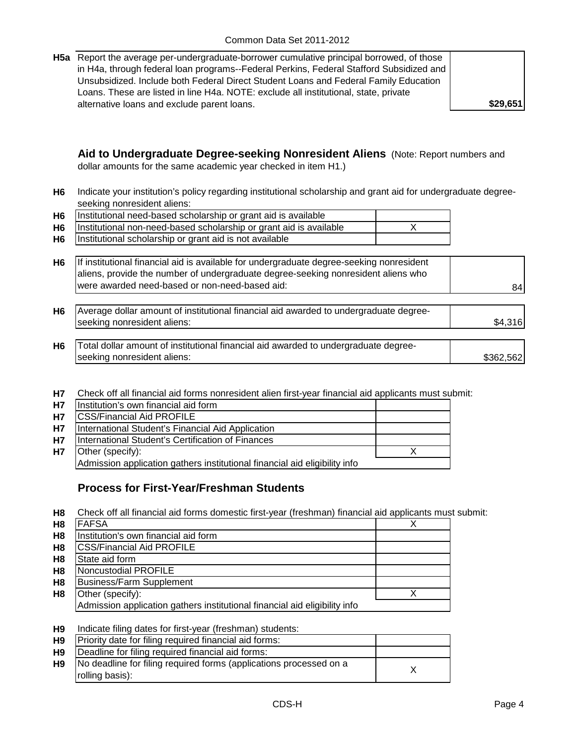| | | |
|---|---|---|
| **H5a** | Report the average per-undergraduate-borrower cumulative principal borrowed, of those in H4a, through federal loan programs--Federal Perkins, Federal Stafford Subsidized and Unsubsidized. Include both Federal Direct Student Loans and Federal Family Education Loans. These are listed in line H4a. NOTE: exclude all institutional, state, private alternative loans and exclude parent loans. | **$29,651** |

## Aid to Undergraduate Degree-seeking Nonresident Aliens

(Note: Report numbers and dollar amounts for the same academic year checked in item H1.)

**H6** Indicate your institution's policy regarding institutional scholarship and grant aid for undergraduate degree-seeking nonresident aliens:

| | | |
|---|---|---|
| **H6** | Institutional need-based scholarship or grant aid is available | |
| **H6** | Institutional non-need-based scholarship or grant aid is available | X |
| **H6** | Institutional scholarship or grant aid is not available | |

| | | |
|---|---|---|
| **H6** | If institutional financial aid is available for undergraduate degree-seeking nonresident aliens, provide the number of undergraduate degree-seeking nonresident aliens who were awarded need-based or non-need-based aid: | 84 |
| **H6** | Average dollar amount of institutional financial aid awarded to undergraduate degree-seeking nonresident aliens: | $4,316 |
| **H6** | Total dollar amount of institutional financial aid awarded to undergraduate degree-seeking nonresident aliens: | $362,562 |

**H7** Check off all financial aid forms nonresident alien first-year financial aid applicants must submit:

| | | |
|---|---|---|
| **H7** | Institution's own financial aid form | |
| **H7** | CSS/Financial Aid PROFILE | |
| **H7** | International Student's Financial Aid Application | |
| **H7** | International Student's Certification of Finances | |
| **H7** | Other (specify): | X |
| | Admission application gathers institutional financial aid eligibility info | |

## Process for First-Year/Freshman Students

**H8** Check off all financial aid forms domestic first-year (freshman) financial aid applicants must submit:

| | | |
|---|---|---|
| **H8** | FAFSA | X |
| **H8** | Institution's own financial aid form | |
| **H8** | CSS/Financial Aid PROFILE | |
| **H8** | State aid form | |
| **H8** | Noncustodial PROFILE | |
| **H8** | Business/Farm Supplement | |
| **H8** | Other (specify): | X |
| | Admission application gathers institutional financial aid eligibility info | |

**H9** Indicate filing dates for first-year (freshman) students:

| | | |
|---|---|---|
| **H9** | Priority date for filing required financial aid forms: | |
| **H9** | Deadline for filing required financial aid forms: | |
| **H9** | No deadline for filing required forms (applications processed on a rolling basis): | X |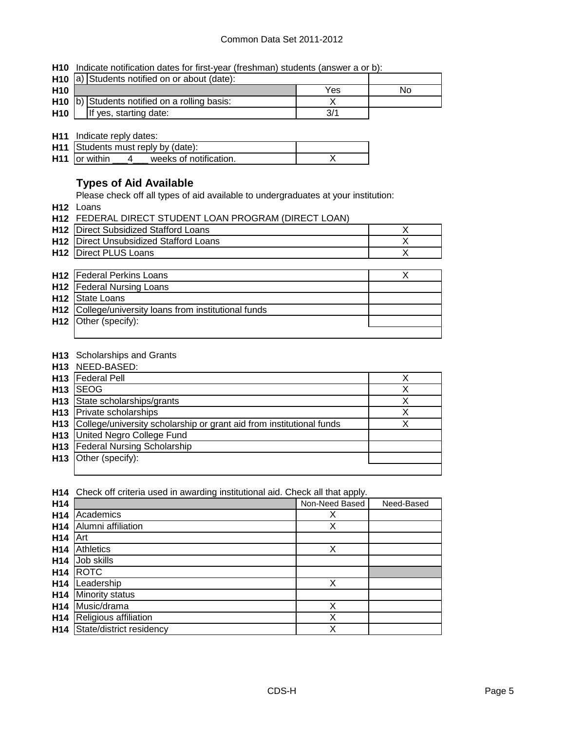**H10** Indicate notification dates for first-year (freshman) students (answer a or b):

| | | | |
|---|---|---|---|
| H10 | a) Students notified on or about (date): | | |
| H10 | | Yes | No |
| H10 | b) Students notified on a rolling basis: | X | |
| H10 | If yes, starting date: | 3/1 | |

**H11** Indicate reply dates:

| | | |
|---|---|---|
| H11 | Students must reply by (date): | |
| H11 | or within ___4___ weeks of notification. | X |

### Types of Aid Available

Please check off all types of aid available to undergraduates at your institution:

**H12** Loans

**H12** FEDERAL DIRECT STUDENT LOAN PROGRAM (DIRECT LOAN)

| | | |
|---|---|---|
| H12 | Direct Subsidized Stafford Loans | X |
| H12 | Direct Unsubsidized Stafford Loans | X |
| H12 | Direct PLUS Loans | X |

| | | |
|---|---|---|
| H12 | Federal Perkins Loans | X |
| H12 | Federal Nursing Loans | |
| H12 | State Loans | |
| H12 | College/university loans from institutional funds | |
| H12 | Other (specify): | |

**H13** Scholarships and Grants

**H13** NEED-BASED:

| | | |
|---|---|---|
| H13 | Federal Pell | X |
| H13 | SEOG | X |
| H13 | State scholarships/grants | X |
| H13 | Private scholarships | X |
| H13 | College/university scholarship or grant aid from institutional funds | X |
| H13 | United Negro College Fund | |
| H13 | Federal Nursing Scholarship | |
| H13 | Other (specify): | |

**H14** Check off criteria used in awarding institutional aid. Check all that apply.

| | | Non-Need Based | Need-Based |
|---|---|---|---|
| H14 | Academics | X | |
| H14 | Alumni affiliation | X | |
| H14 | Art | | |
| H14 | Athletics | X | |
| H14 | Job skills | | |
| H14 | ROTC | | |
| H14 | Leadership | X | |
| H14 | Minority status | | |
| H14 | Music/drama | X | |
| H14 | Religious affiliation | X | |
| H14 | State/district residency | X | |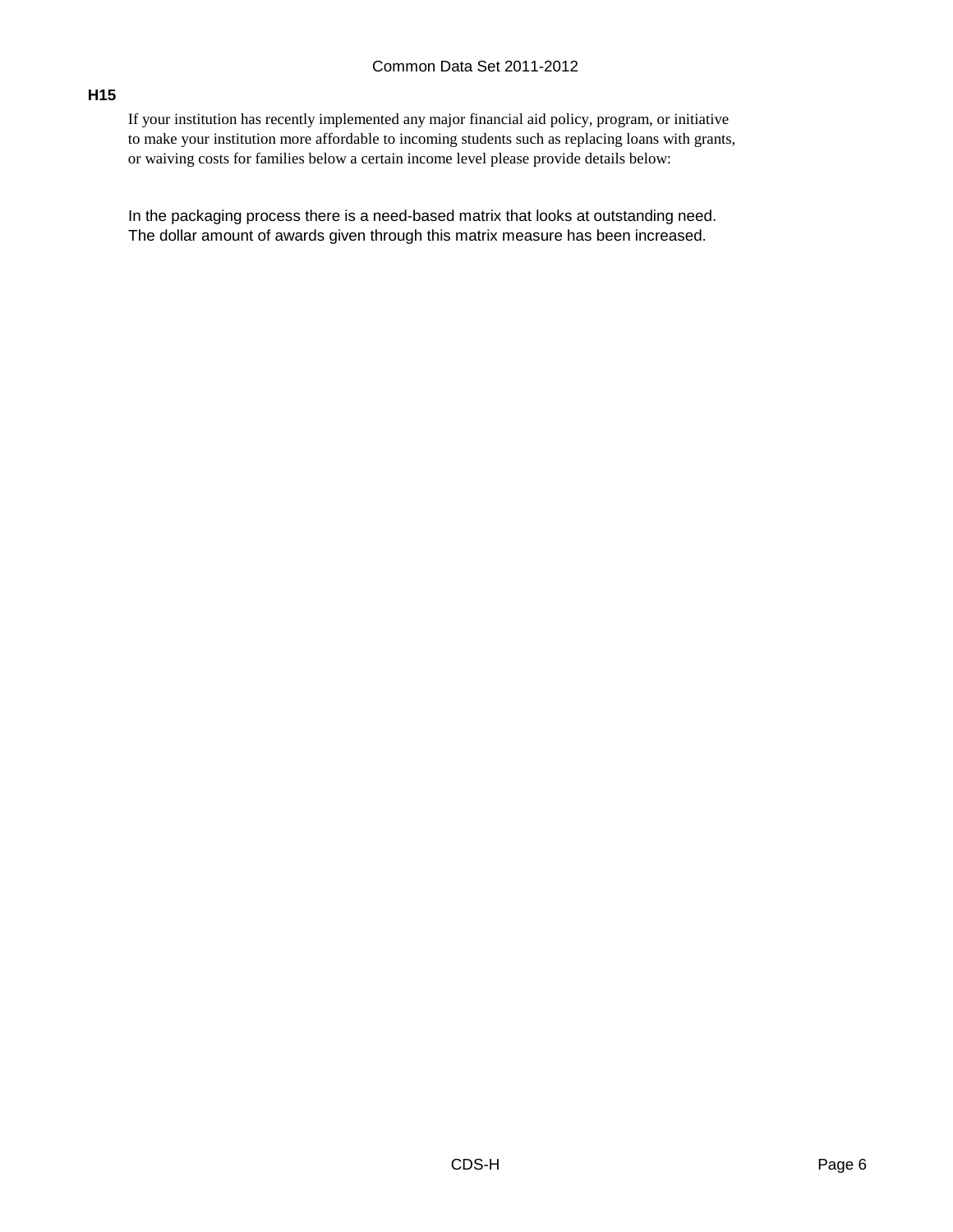**H15**

If your institution has recently implemented any major financial aid policy, program, or initiative to make your institution more affordable to incoming students such as replacing loans with grants, or waiving costs for families below a certain income level please provide details below:

In the packaging process there is a need-based matrix that looks at outstanding need. The dollar amount of awards given through this matrix measure has been increased.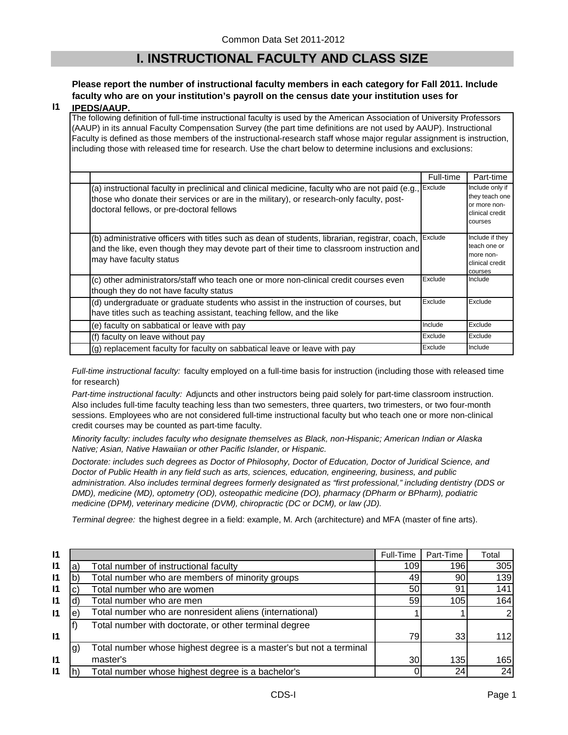Common Data Set 2011-2012

# I. INSTRUCTIONAL FACULTY AND CLASS SIZE

**I1** **Please report the number of instructional faculty members in each category for Fall 2011. Include faculty who are on your institution's payroll on the census date your institution uses for IPEDS/AAUP.**

The following definition of full-time instructional faculty is used by the American Association of University Professors (AAUP) in its annual Faculty Compensation Survey (the part time definitions are not used by AAUP). Instructional Faculty is defined as those members of the instructional-research staff whose major regular assignment is instruction, including those with released time for research. Use the chart below to determine inclusions and exclusions:

| | Full-time | Part-time |
|---|---|---|
| (a) instructional faculty in preclinical and clinical medicine, faculty who are not paid (e.g., those who donate their services or are in the military), or research-only faculty, post-doctoral fellows, or pre-doctoral fellows | Exclude | Include only if they teach one or more non-clinical credit courses |
| (b) administrative officers with titles such as dean of students, librarian, registrar, coach, and the like, even though they may devote part of their time to classroom instruction and may have faculty status | Exclude | Include if they teach one or more non-clinical credit courses |
| (c) other administrators/staff who teach one or more non-clinical credit courses even though they do not have faculty status | Exclude | Include |
| (d) undergraduate or graduate students who assist in the instruction of courses, but have titles such as teaching assistant, teaching fellow, and the like | Exclude | Exclude |
| (e) faculty on sabbatical or leave with pay | Include | Exclude |
| (f) faculty on leave without pay | Exclude | Exclude |
| (g) replacement faculty for faculty on sabbatical leave or leave with pay | Exclude | Include |

*Full-time instructional faculty:* faculty employed on a full-time basis for instruction (including those with released time for research)

*Part-time instructional faculty:* Adjuncts and other instructors being paid solely for part-time classroom instruction. Also includes full-time faculty teaching less than two semesters, three quarters, two trimesters, or two four-month sessions. Employees who are not considered full-time instructional faculty but who teach one or more non-clinical credit courses may be counted as part-time faculty.

*Minority faculty: includes faculty who designate themselves as Black, non-Hispanic; American Indian or Alaska Native; Asian, Native Hawaiian or other Pacific Islander, or Hispanic.*

*Doctorate: includes such degrees as Doctor of Philosophy, Doctor of Education, Doctor of Juridical Science, and Doctor of Public Health in any field such as arts, sciences, education, engineering, business, and public administration. Also includes terminal degrees formerly designated as "first professional," including dentistry (DDS or DMD), medicine (MD), optometry (OD), osteopathic medicine (DO), pharmacy (DPharm or BPharm), podiatric medicine (DPM), veterinary medicine (DVM), chiropractic (DC or DCM), or law (JD).*

*Terminal degree:* the highest degree in a field: example, M. Arch (architecture) and MFA (master of fine arts).

| | | | Full-Time | Part-Time | Total |
|---|---|---|---|---|---|
| I1 | a) | Total number of instructional faculty | 109 | 196 | 305 |
| I1 | b) | Total number who are members of minority groups | 49 | 90 | 139 |
| I1 | c) | Total number who are women | 50 | 91 | 141 |
| I1 | d) | Total number who are men | 59 | 105 | 164 |
| I1 | e) | Total number who are nonresident aliens (international) | 1 | 1 | 2 |
| I1 | f) | Total number with doctorate, or other terminal degree | 79 | 33 | 112 |
| I1 | g) | Total number whose highest degree is a master's but not a terminal master's | 30 | 135 | 165 |
| I1 | h) | Total number whose highest degree is a bachelor's | 0 | 24 | 24 |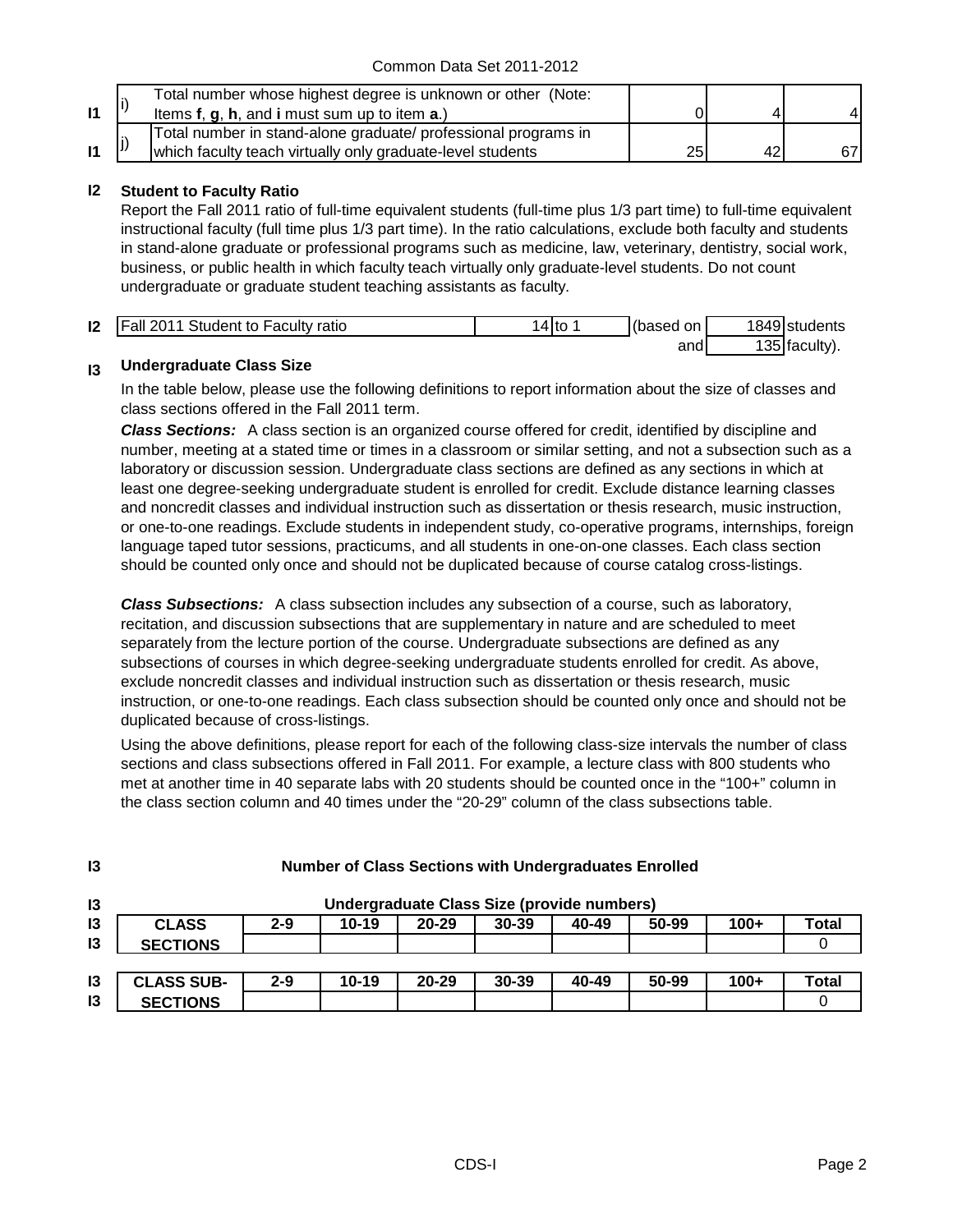| | | | | | |
|---|---|---|---|---|---|
| I1 | i) | Total number whose highest degree is unknown or other (Note: Items **f**, **g**, **h**, and **i** must sum up to item **a**.) | 0 | 4 | 4 |
| I1 | j) | Total number in stand-alone graduate/ professional programs in which faculty teach virtually only graduate-level students | 25 | 42 | 67 |

## I2 Student to Faculty Ratio

Report the Fall 2011 ratio of full-time equivalent students (full-time plus 1/3 part time) to full-time equivalent instructional faculty (full time plus 1/3 part time). In the ratio calculations, exclude both faculty and students in stand-alone graduate or professional programs such as medicine, law, veterinary, dentistry, social work, business, or public health in which faculty teach virtually only graduate-level students. Do not count undergraduate or graduate student teaching assistants as faculty.

| | | | | | |
|---|---|---|---|---|---|
| I2 | Fall 2011 Student to Faculty ratio | 14 to 1 | (based on | 1849 | students |
| | | | and | 135 | faculty). |

## I3 Undergraduate Class Size

In the table below, please use the following definitions to report information about the size of classes and class sections offered in the Fall 2011 term.

***Class Sections:*** A class section is an organized course offered for credit, identified by discipline and number, meeting at a stated time or times in a classroom or similar setting, and not a subsection such as a laboratory or discussion session. Undergraduate class sections are defined as any sections in which at least one degree-seeking undergraduate student is enrolled for credit. Exclude distance learning classes and noncredit classes and individual instruction such as dissertation or thesis research, music instruction, or one-to-one readings. Exclude students in independent study, co-operative programs, internships, foreign language taped tutor sessions, practicums, and all students in one-on-one classes. Each class section should be counted only once and should not be duplicated because of course catalog cross-listings.

***Class Subsections:*** A class subsection includes any subsection of a course, such as laboratory, recitation, and discussion subsections that are supplementary in nature and are scheduled to meet separately from the lecture portion of the course. Undergraduate subsections are defined as any subsections of courses in which degree-seeking undergraduate students enrolled for credit. As above, exclude noncredit classes and individual instruction such as dissertation or thesis research, music instruction, or one-to-one readings. Each class subsection should be counted only once and should not be duplicated because of cross-listings.

Using the above definitions, please report for each of the following class-size intervals the number of class sections and class subsections offered in Fall 2011. For example, a lecture class with 800 students who met at another time in 40 separate labs with 20 students should be counted once in the "100+" column in the class section column and 40 times under the "20-29" column of the class subsections table.

### I3 Number of Class Sections with Undergraduates Enrolled

**Undergraduate Class Size (provide numbers)**

| CLASS SECTIONS | 2-9 | 10-19 | 20-29 | 30-39 | 40-49 | 50-99 | 100+ | Total |
|---|---|---|---|---|---|---|---|---|
| | | | | | | | | 0 |

| CLASS SUB-SECTIONS | 2-9 | 10-19 | 20-29 | 30-39 | 40-49 | 50-99 | 100+ | Total |
|---|---|---|---|---|---|---|---|---|
| | | | | | | | | 0 |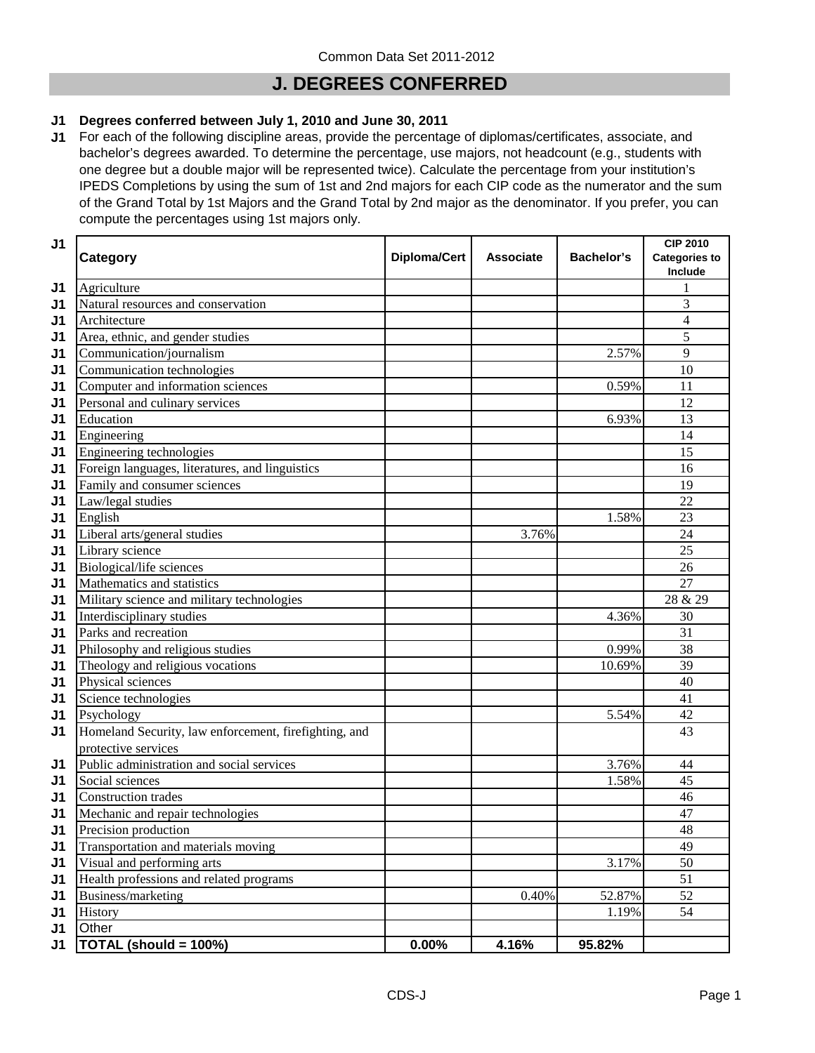Common Data Set 2011-2012

# J. DEGREES CONFERRED

**J1 Degrees conferred between July 1, 2010 and June 30, 2011**

J1 For each of the following discipline areas, provide the percentage of diplomas/certificates, associate, and bachelor's degrees awarded. To determine the percentage, use majors, not headcount (e.g., students with one degree but a double major will be represented twice). Calculate the percentage from your institution's IPEDS Completions by using the sum of 1st and 2nd majors for each CIP code as the numerator and the sum of the Grand Total by 1st Majors and the Grand Total by 2nd major as the denominator. If you prefer, you can compute the percentages using 1st majors only.

| | Category | Diploma/Cert | Associate | Bachelor's | CIP 2010 Categories to Include |
|---|---|---|---|---|---|
| J1 | Agriculture | | | | 1 |
| J1 | Natural resources and conservation | | | | 3 |
| J1 | Architecture | | | | 4 |
| J1 | Area, ethnic, and gender studies | | | | 5 |
| J1 | Communication/journalism | | | 2.57% | 9 |
| J1 | Communication technologies | | | | 10 |
| J1 | Computer and information sciences | | | 0.59% | 11 |
| J1 | Personal and culinary services | | | | 12 |
| J1 | Education | | | 6.93% | 13 |
| J1 | Engineering | | | | 14 |
| J1 | Engineering technologies | | | | 15 |
| J1 | Foreign languages, literatures, and linguistics | | | | 16 |
| J1 | Family and consumer sciences | | | | 19 |
| J1 | Law/legal studies | | | | 22 |
| J1 | English | | | 1.58% | 23 |
| J1 | Liberal arts/general studies | | 3.76% | | 24 |
| J1 | Library science | | | | 25 |
| J1 | Biological/life sciences | | | | 26 |
| J1 | Mathematics and statistics | | | | 27 |
| J1 | Military science and military technologies | | | | 28 & 29 |
| J1 | Interdisciplinary studies | | | 4.36% | 30 |
| J1 | Parks and recreation | | | | 31 |
| J1 | Philosophy and religious studies | | | 0.99% | 38 |
| J1 | Theology and religious vocations | | | 10.69% | 39 |
| J1 | Physical sciences | | | | 40 |
| J1 | Science technologies | | | | 41 |
| J1 | Psychology | | | 5.54% | 42 |
| J1 | Homeland Security, law enforcement, firefighting, and protective services | | | | 43 |
| J1 | Public administration and social services | | | 3.76% | 44 |
| J1 | Social sciences | | | 1.58% | 45 |
| J1 | Construction trades | | | | 46 |
| J1 | Mechanic and repair technologies | | | | 47 |
| J1 | Precision production | | | | 48 |
| J1 | Transportation and materials moving | | | | 49 |
| J1 | Visual and performing arts | | | 3.17% | 50 |
| J1 | Health professions and related programs | | | | 51 |
| J1 | Business/marketing | | 0.40% | 52.87% | 52 |
| J1 | History | | | 1.19% | 54 |
| J1 | Other | | | | |
| J1 | **TOTAL (should = 100%)** | **0.00%** | **4.16%** | **95.82%** | |

CDS-J